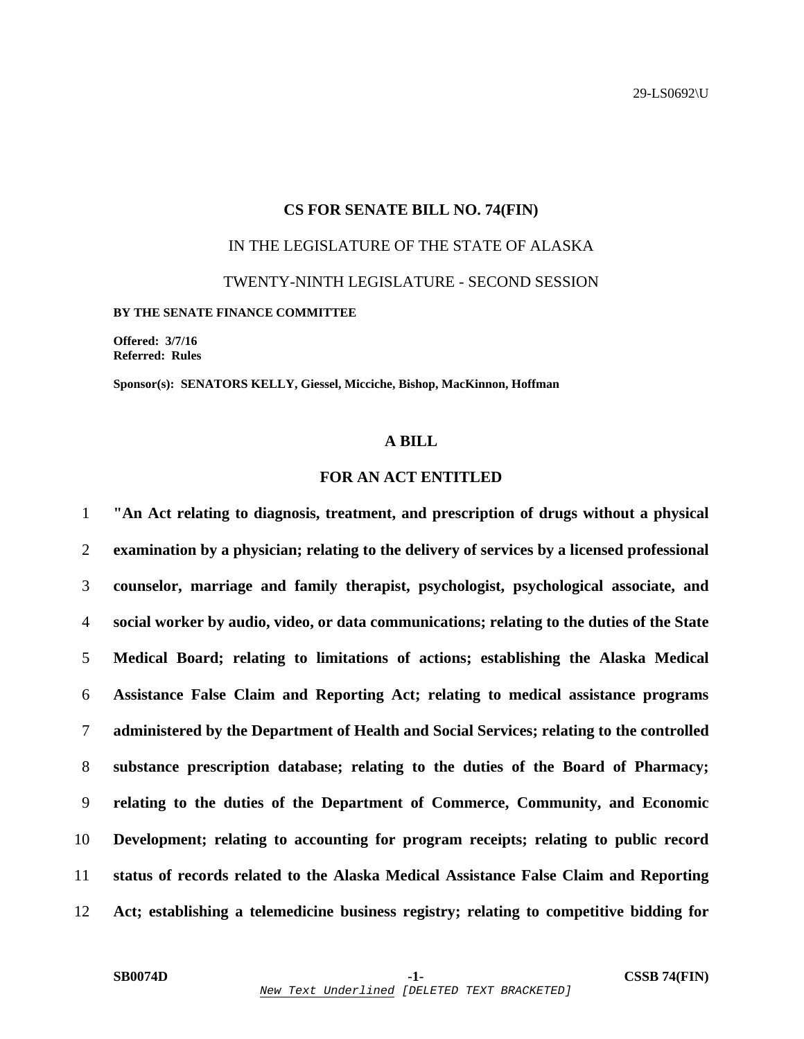29-LS0692\U

## CS FOR SENATE BILL NO. 74(FIN)

IN THE LEGISLATURE OF THE STATE OF ALASKA

TWENTY-NINTH LEGISLATURE - SECOND SESSION

**BY THE SENATE FINANCE COMMITTEE**

**Offered: 3/7/16**
**Referred: Rules**

**Sponsor(s): SENATORS KELLY, Giessel, Micciche, Bishop, MacKinnon, Hoffman**

## A BILL

## FOR AN ACT ENTITLED

1 **"An Act relating to diagnosis, treatment, and prescription of drugs without a physical**
2 **examination by a physician; relating to the delivery of services by a licensed professional**
3 **counselor, marriage and family therapist, psychologist, psychological associate, and**
4 **social worker by audio, video, or data communications; relating to the duties of the State**
5 **Medical Board; relating to limitations of actions; establishing the Alaska Medical**
6 **Assistance False Claim and Reporting Act; relating to medical assistance programs**
7 **administered by the Department of Health and Social Services; relating to the controlled**
8 **substance prescription database; relating to the duties of the Board of Pharmacy;**
9 **relating to the duties of the Department of Commerce, Community, and Economic**
10 **Development; relating to accounting for program receipts; relating to public record**
11 **status of records related to the Alaska Medical Assistance False Claim and Reporting**
12 **Act; establishing a telemedicine business registry; relating to competitive bidding for**

*New Text Underlined* [DELETED TEXT BRACKETED]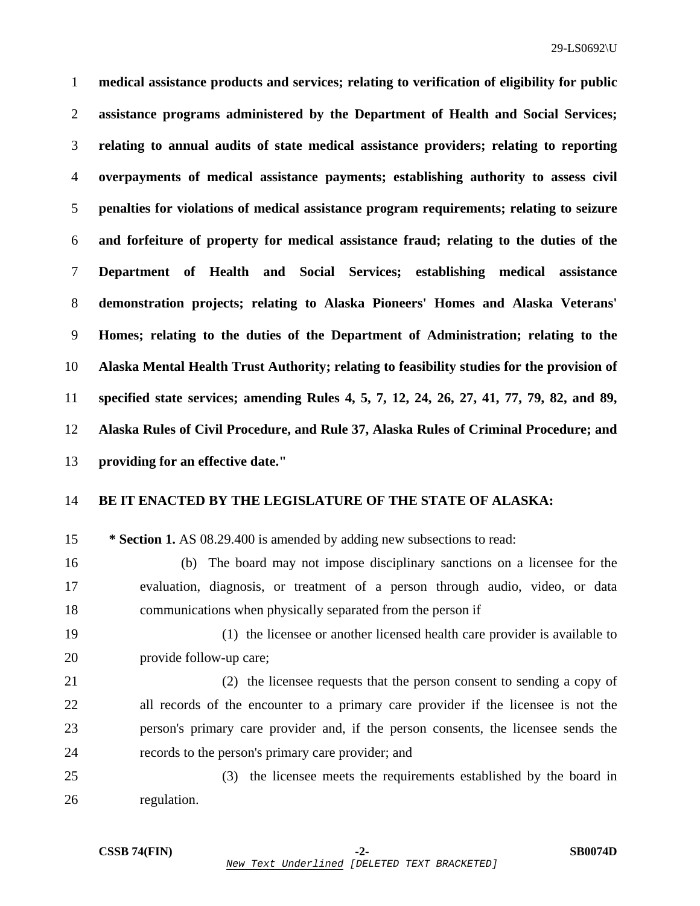**medical assistance products and services; relating to verification of eligibility for public assistance programs administered by the Department of Health and Social Services; relating to annual audits of state medical assistance providers; relating to reporting overpayments of medical assistance payments; establishing authority to assess civil penalties for violations of medical assistance program requirements; relating to seizure and forfeiture of property for medical assistance fraud; relating to the duties of the Department of Health and Social Services; establishing medical assistance demonstration projects; relating to Alaska Pioneers' Homes and Alaska Veterans' Homes; relating to the duties of the Department of Administration; relating to the Alaska Mental Health Trust Authority; relating to feasibility studies for the provision of specified state services; amending Rules 4, 5, 7, 12, 24, 26, 27, 41, 77, 79, 82, and 89, Alaska Rules of Civil Procedure, and Rule 37, Alaska Rules of Criminal Procedure; and providing for an effective date."**

**BE IT ENACTED BY THE LEGISLATURE OF THE STATE OF ALASKA:**

**\* Section 1.** AS 08.29.400 is amended by adding new subsections to read:

(b) The board may not impose disciplinary sanctions on a licensee for the evaluation, diagnosis, or treatment of a person through audio, video, or data communications when physically separated from the person if

(1) the licensee or another licensed health care provider is available to provide follow-up care;

(2) the licensee requests that the person consent to sending a copy of all records of the encounter to a primary care provider if the licensee is not the person's primary care provider and, if the person consents, the licensee sends the records to the person's primary care provider; and

(3) the licensee meets the requirements established by the board in regulation.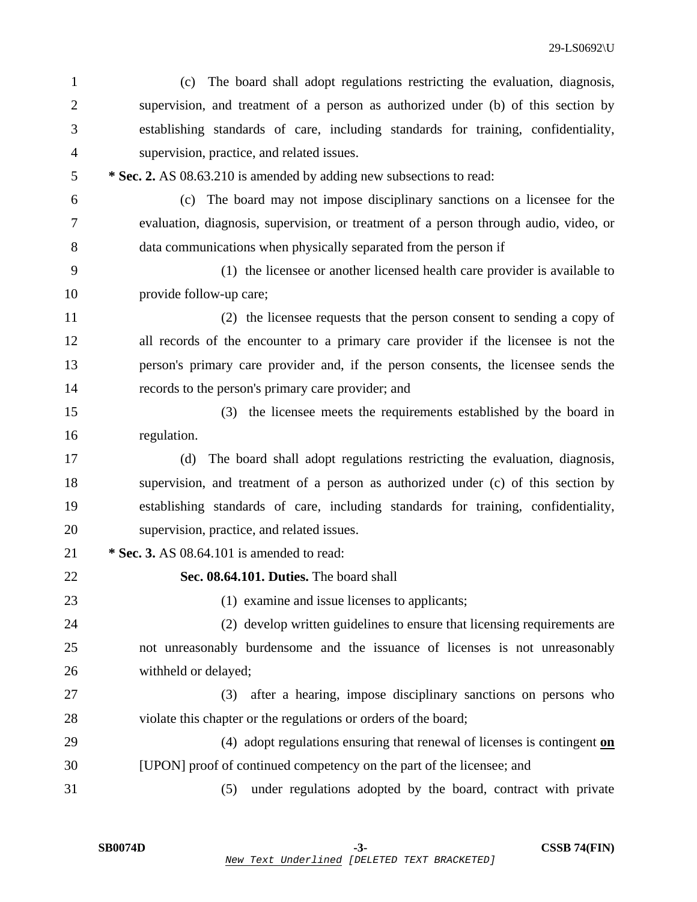(c) The board shall adopt regulations restricting the evaluation, diagnosis, supervision, and treatment of a person as authorized under (b) of this section by establishing standards of care, including standards for training, confidentiality, supervision, practice, and related issues.

**\* Sec. 2.** AS 08.63.210 is amended by adding new subsections to read:

(c) The board may not impose disciplinary sanctions on a licensee for the evaluation, diagnosis, supervision, or treatment of a person through audio, video, or data communications when physically separated from the person if

(1) the licensee or another licensed health care provider is available to provide follow-up care;

(2) the licensee requests that the person consent to sending a copy of all records of the encounter to a primary care provider if the licensee is not the person's primary care provider and, if the person consents, the licensee sends the records to the person's primary care provider; and

(3) the licensee meets the requirements established by the board in regulation.

(d) The board shall adopt regulations restricting the evaluation, diagnosis, supervision, and treatment of a person as authorized under (c) of this section by establishing standards of care, including standards for training, confidentiality, supervision, practice, and related issues.

**\* Sec. 3.** AS 08.64.101 is amended to read:

**Sec. 08.64.101. Duties.** The board shall

(1) examine and issue licenses to applicants;

(2) develop written guidelines to ensure that licensing requirements are not unreasonably burdensome and the issuance of licenses is not unreasonably withheld or delayed;

(3) after a hearing, impose disciplinary sanctions on persons who violate this chapter or the regulations or orders of the board;

(4) adopt regulations ensuring that renewal of licenses is contingent <u>**on**</u> [UPON] proof of continued competency on the part of the licensee; and

(5) under regulations adopted by the board, contract with private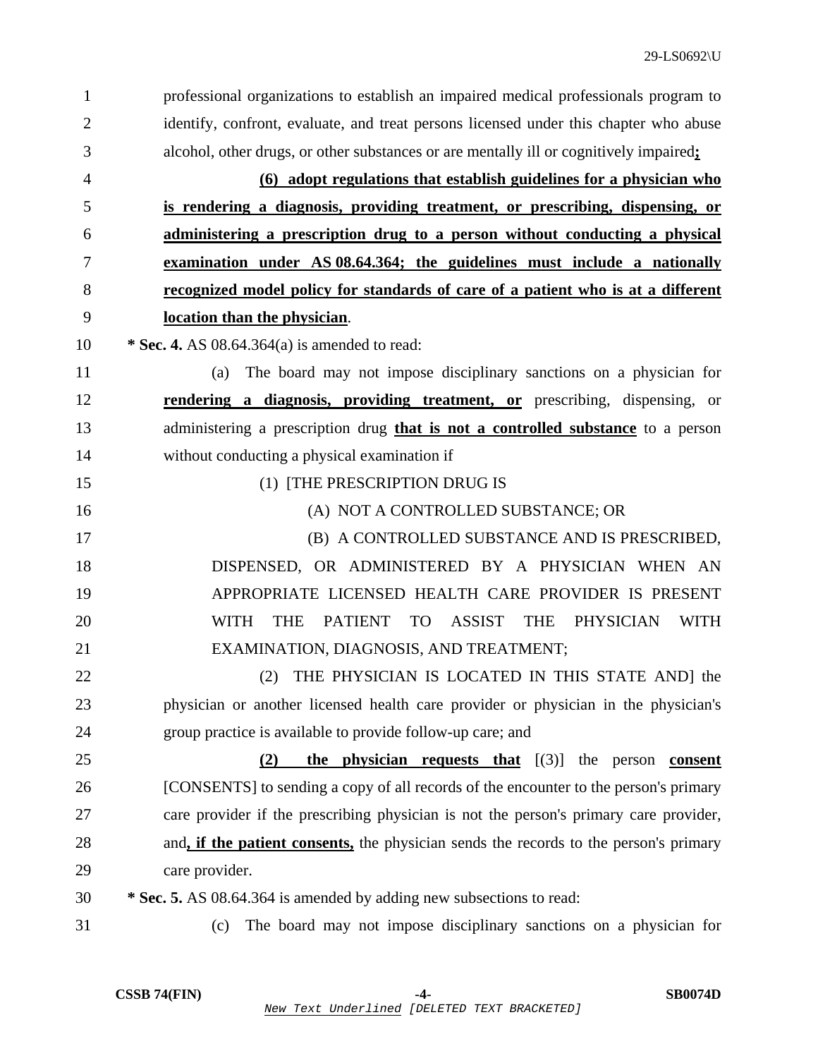professional organizations to establish an impaired medical professionals program to identify, confront, evaluate, and treat persons licensed under this chapter who abuse alcohol, other drugs, or other substances or are mentally ill or cognitively impaired**;**

**(6) adopt regulations that establish guidelines for a physician who is rendering a diagnosis, providing treatment, or prescribing, dispensing, or administering a prescription drug to a person without conducting a physical examination under AS 08.64.364; the guidelines must include a nationally recognized model policy for standards of care of a patient who is at a different location than the physician**.

**\* Sec. 4.** AS 08.64.364(a) is amended to read:

(a) The board may not impose disciplinary sanctions on a physician for **rendering a diagnosis, providing treatment, or** prescribing, dispensing, or administering a prescription drug **that is not a controlled substance** to a person without conducting a physical examination if

(1) [THE PRESCRIPTION DRUG IS

(A) NOT A CONTROLLED SUBSTANCE; OR

(B) A CONTROLLED SUBSTANCE AND IS PRESCRIBED, DISPENSED, OR ADMINISTERED BY A PHYSICIAN WHEN AN APPROPRIATE LICENSED HEALTH CARE PROVIDER IS PRESENT WITH THE PATIENT TO ASSIST THE PHYSICIAN WITH EXAMINATION, DIAGNOSIS, AND TREATMENT;

(2) THE PHYSICIAN IS LOCATED IN THIS STATE AND] the physician or another licensed health care provider or physician in the physician's group practice is available to provide follow-up care; and

**(2) the physician requests that** [(3)] the person **consent** [CONSENTS] to sending a copy of all records of the encounter to the person's primary care provider if the prescribing physician is not the person's primary care provider, and**, if the patient consents,** the physician sends the records to the person's primary care provider.

**\* Sec. 5.** AS 08.64.364 is amended by adding new subsections to read:

(c) The board may not impose disciplinary sanctions on a physician for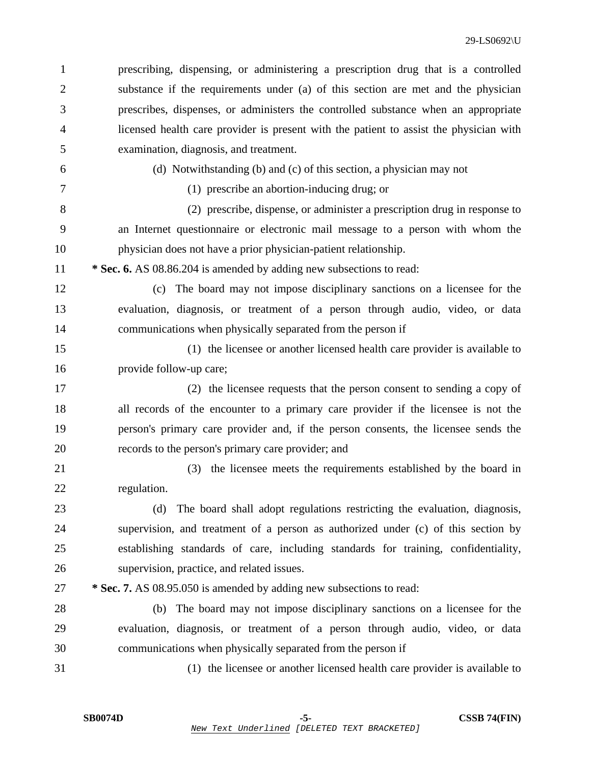prescribing, dispensing, or administering a prescription drug that is a controlled substance if the requirements under (a) of this section are met and the physician prescribes, dispenses, or administers the controlled substance when an appropriate licensed health care provider is present with the patient to assist the physician with examination, diagnosis, and treatment.

(d) Notwithstanding (b) and (c) of this section, a physician may not

(1) prescribe an abortion-inducing drug; or

(2) prescribe, dispense, or administer a prescription drug in response to an Internet questionnaire or electronic mail message to a person with whom the physician does not have a prior physician-patient relationship.

**\* Sec. 6.** AS 08.86.204 is amended by adding new subsections to read:

(c) The board may not impose disciplinary sanctions on a licensee for the evaluation, diagnosis, or treatment of a person through audio, video, or data communications when physically separated from the person if

(1) the licensee or another licensed health care provider is available to provide follow-up care;

(2) the licensee requests that the person consent to sending a copy of all records of the encounter to a primary care provider if the licensee is not the person's primary care provider and, if the person consents, the licensee sends the records to the person's primary care provider; and

(3) the licensee meets the requirements established by the board in regulation.

(d) The board shall adopt regulations restricting the evaluation, diagnosis, supervision, and treatment of a person as authorized under (c) of this section by establishing standards of care, including standards for training, confidentiality, supervision, practice, and related issues.

**\* Sec. 7.** AS 08.95.050 is amended by adding new subsections to read:

(b) The board may not impose disciplinary sanctions on a licensee for the evaluation, diagnosis, or treatment of a person through audio, video, or data communications when physically separated from the person if

(1) the licensee or another licensed health care provider is available to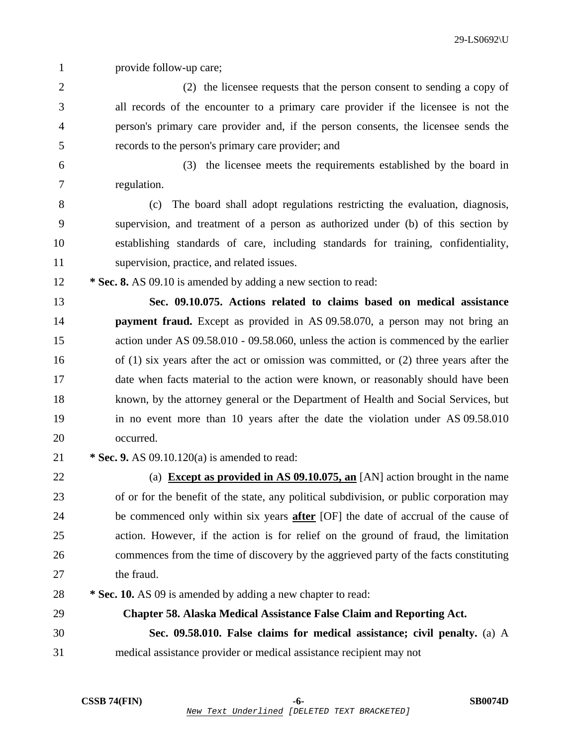provide follow-up care;

(2) the licensee requests that the person consent to sending a copy of all records of the encounter to a primary care provider if the licensee is not the person's primary care provider and, if the person consents, the licensee sends the records to the person's primary care provider; and

(3) the licensee meets the requirements established by the board in regulation.

(c) The board shall adopt regulations restricting the evaluation, diagnosis, supervision, and treatment of a person as authorized under (b) of this section by establishing standards of care, including standards for training, confidentiality, supervision, practice, and related issues.

**\* Sec. 8.** AS 09.10 is amended by adding a new section to read:

**Sec. 09.10.075. Actions related to claims based on medical assistance payment fraud.** Except as provided in AS 09.58.070, a person may not bring an action under AS 09.58.010 - 09.58.060, unless the action is commenced by the earlier of (1) six years after the act or omission was committed, or (2) three years after the date when facts material to the action were known, or reasonably should have been known, by the attorney general or the Department of Health and Social Services, but in no event more than 10 years after the date the violation under AS 09.58.010 occurred.

**\* Sec. 9.** AS 09.10.120(a) is amended to read:

(a) <u>**Except as provided in AS 09.10.075, an**</u> [AN] action brought in the name of or for the benefit of the state, any political subdivision, or public corporation may be commenced only within six years <u>**after**</u> [OF] the date of accrual of the cause of action. However, if the action is for relief on the ground of fraud, the limitation commences from the time of discovery by the aggrieved party of the facts constituting the fraud.

**\* Sec. 10.** AS 09 is amended by adding a new chapter to read:

**Chapter 58. Alaska Medical Assistance False Claim and Reporting Act.**

**Sec. 09.58.010. False claims for medical assistance; civil penalty.** (a) A medical assistance provider or medical assistance recipient may not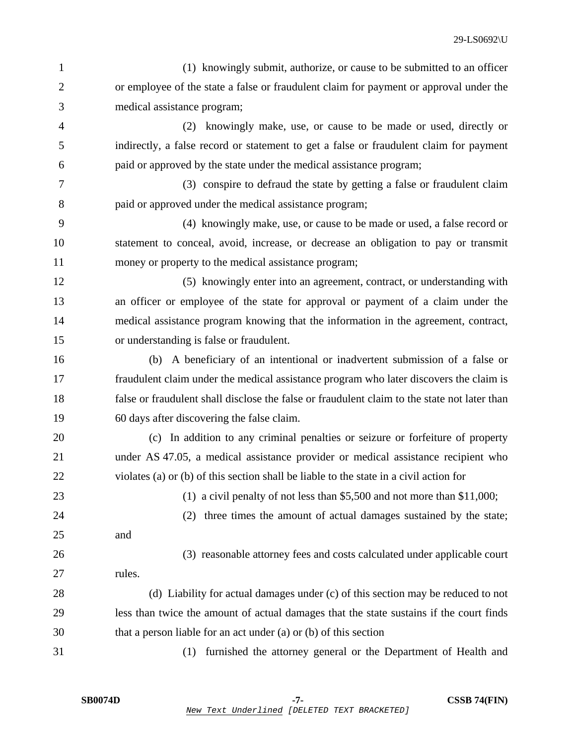(1) knowingly submit, authorize, or cause to be submitted to an officer or employee of the state a false or fraudulent claim for payment or approval under the medical assistance program;

(2) knowingly make, use, or cause to be made or used, directly or indirectly, a false record or statement to get a false or fraudulent claim for payment paid or approved by the state under the medical assistance program;

(3) conspire to defraud the state by getting a false or fraudulent claim paid or approved under the medical assistance program;

(4) knowingly make, use, or cause to be made or used, a false record or statement to conceal, avoid, increase, or decrease an obligation to pay or transmit money or property to the medical assistance program;

(5) knowingly enter into an agreement, contract, or understanding with an officer or employee of the state for approval or payment of a claim under the medical assistance program knowing that the information in the agreement, contract, or understanding is false or fraudulent.

(b) A beneficiary of an intentional or inadvertent submission of a false or fraudulent claim under the medical assistance program who later discovers the claim is false or fraudulent shall disclose the false or fraudulent claim to the state not later than 60 days after discovering the false claim.

(c) In addition to any criminal penalties or seizure or forfeiture of property under AS 47.05, a medical assistance provider or medical assistance recipient who violates (a) or (b) of this section shall be liable to the state in a civil action for

(1) a civil penalty of not less than $5,500 and not more than $11,000;

(2) three times the amount of actual damages sustained by the state; and

(3) reasonable attorney fees and costs calculated under applicable court rules.

(d) Liability for actual damages under (c) of this section may be reduced to not less than twice the amount of actual damages that the state sustains if the court finds that a person liable for an act under (a) or (b) of this section

(1) furnished the attorney general or the Department of Health and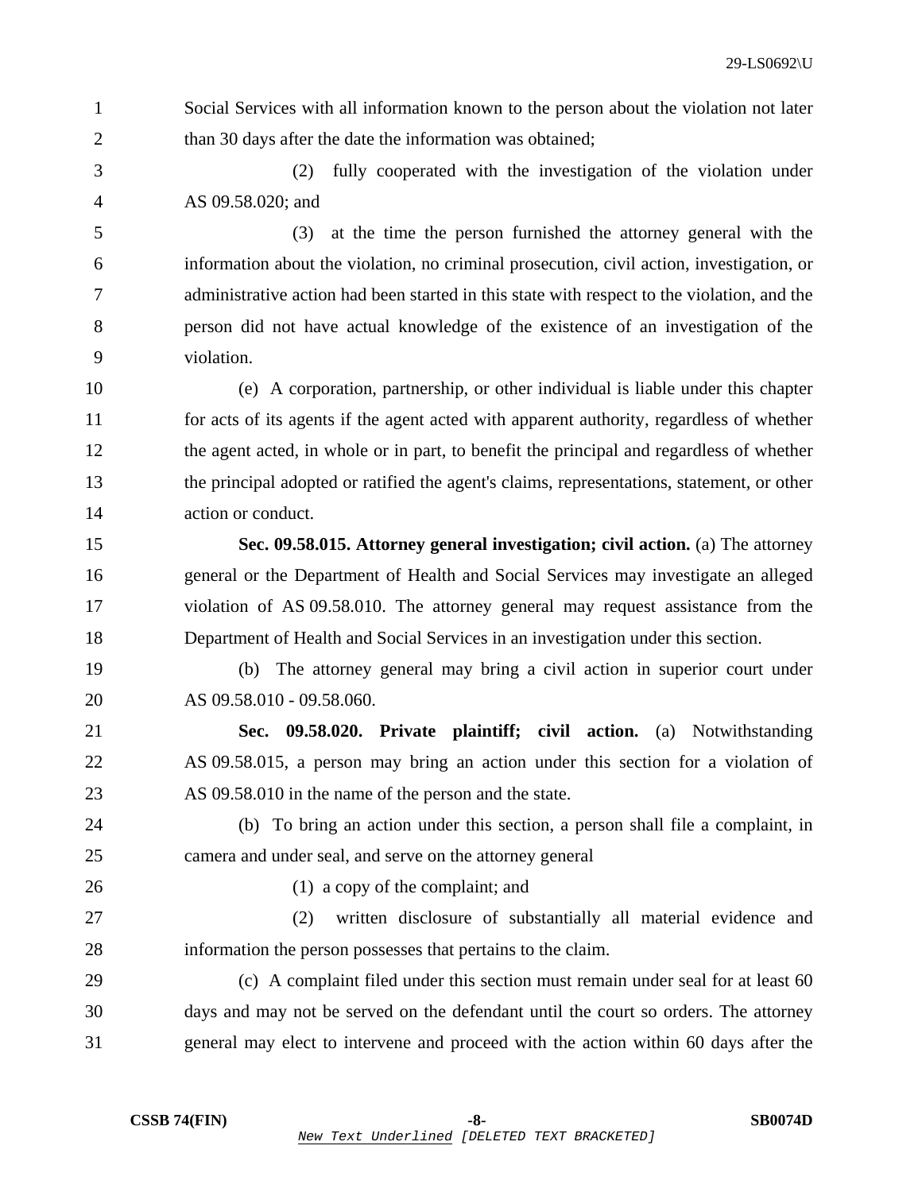Social Services with all information known to the person about the violation not later than 30 days after the date the information was obtained;

(2) fully cooperated with the investigation of the violation under AS 09.58.020; and

(3) at the time the person furnished the attorney general with the information about the violation, no criminal prosecution, civil action, investigation, or administrative action had been started in this state with respect to the violation, and the person did not have actual knowledge of the existence of an investigation of the violation.

(e) A corporation, partnership, or other individual is liable under this chapter for acts of its agents if the agent acted with apparent authority, regardless of whether the agent acted, in whole or in part, to benefit the principal and regardless of whether the principal adopted or ratified the agent's claims, representations, statement, or other action or conduct.

**Sec. 09.58.015. Attorney general investigation; civil action.** (a) The attorney general or the Department of Health and Social Services may investigate an alleged violation of AS 09.58.010. The attorney general may request assistance from the Department of Health and Social Services in an investigation under this section.

(b) The attorney general may bring a civil action in superior court under AS 09.58.010 - 09.58.060.

**Sec. 09.58.020. Private plaintiff; civil action.** (a) Notwithstanding AS 09.58.015, a person may bring an action under this section for a violation of AS 09.58.010 in the name of the person and the state.

(b) To bring an action under this section, a person shall file a complaint, in camera and under seal, and serve on the attorney general

(1) a copy of the complaint; and

(2) written disclosure of substantially all material evidence and information the person possesses that pertains to the claim.

(c) A complaint filed under this section must remain under seal for at least 60 days and may not be served on the defendant until the court so orders. The attorney general may elect to intervene and proceed with the action within 60 days after the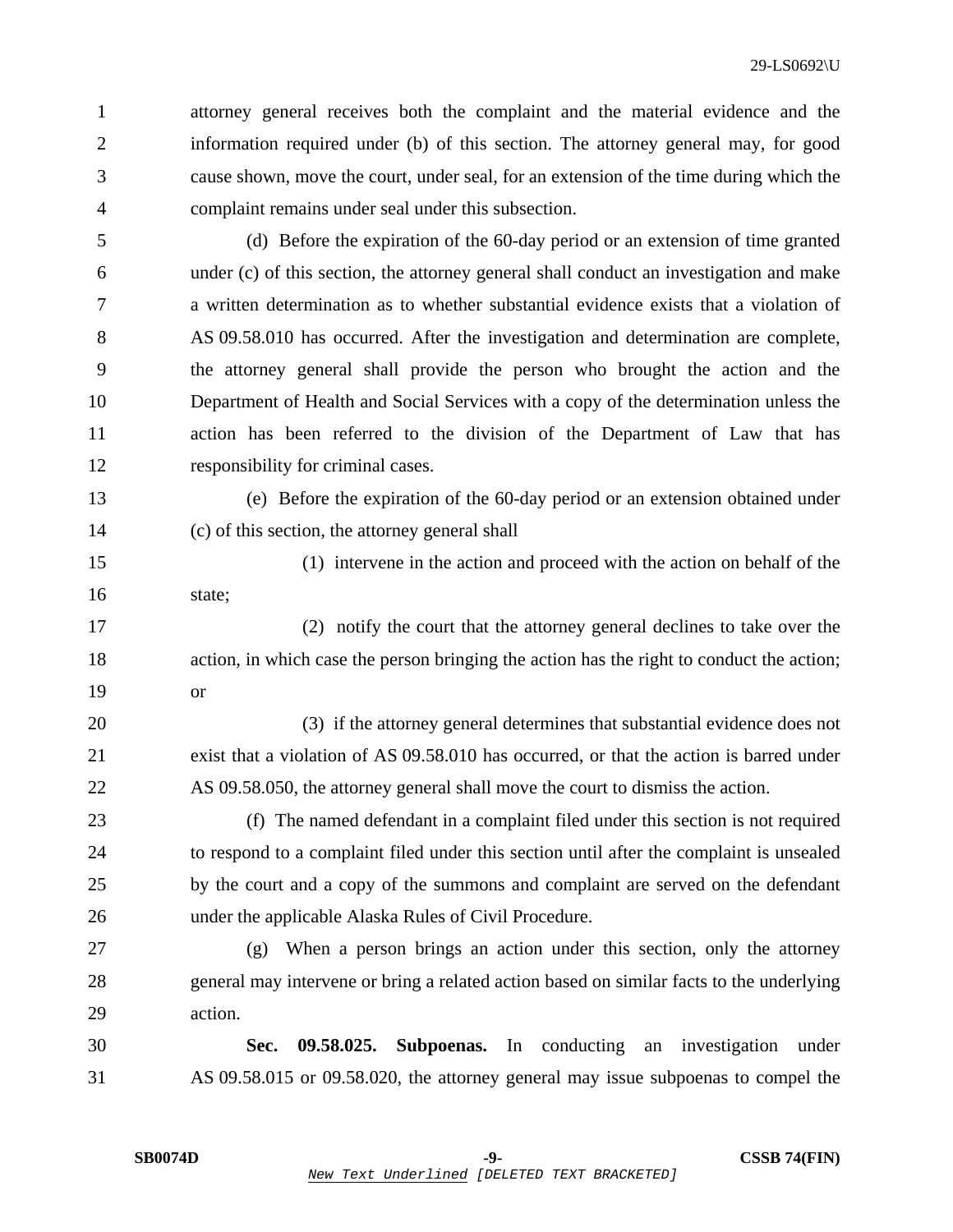attorney general receives both the complaint and the material evidence and the information required under (b) of this section. The attorney general may, for good cause shown, move the court, under seal, for an extension of the time during which the complaint remains under seal under this subsection.

(d) Before the expiration of the 60-day period or an extension of time granted under (c) of this section, the attorney general shall conduct an investigation and make a written determination as to whether substantial evidence exists that a violation of AS 09.58.010 has occurred. After the investigation and determination are complete, the attorney general shall provide the person who brought the action and the Department of Health and Social Services with a copy of the determination unless the action has been referred to the division of the Department of Law that has responsibility for criminal cases.

(e) Before the expiration of the 60-day period or an extension obtained under (c) of this section, the attorney general shall

(1) intervene in the action and proceed with the action on behalf of the state;

(2) notify the court that the attorney general declines to take over the action, in which case the person bringing the action has the right to conduct the action; or

(3) if the attorney general determines that substantial evidence does not exist that a violation of AS 09.58.010 has occurred, or that the action is barred under AS 09.58.050, the attorney general shall move the court to dismiss the action.

(f) The named defendant in a complaint filed under this section is not required to respond to a complaint filed under this section until after the complaint is unsealed by the court and a copy of the summons and complaint are served on the defendant under the applicable Alaska Rules of Civil Procedure.

(g) When a person brings an action under this section, only the attorney general may intervene or bring a related action based on similar facts to the underlying action.

**Sec. 09.58.025. Subpoenas.** In conducting an investigation under AS 09.58.015 or 09.58.020, the attorney general may issue subpoenas to compel the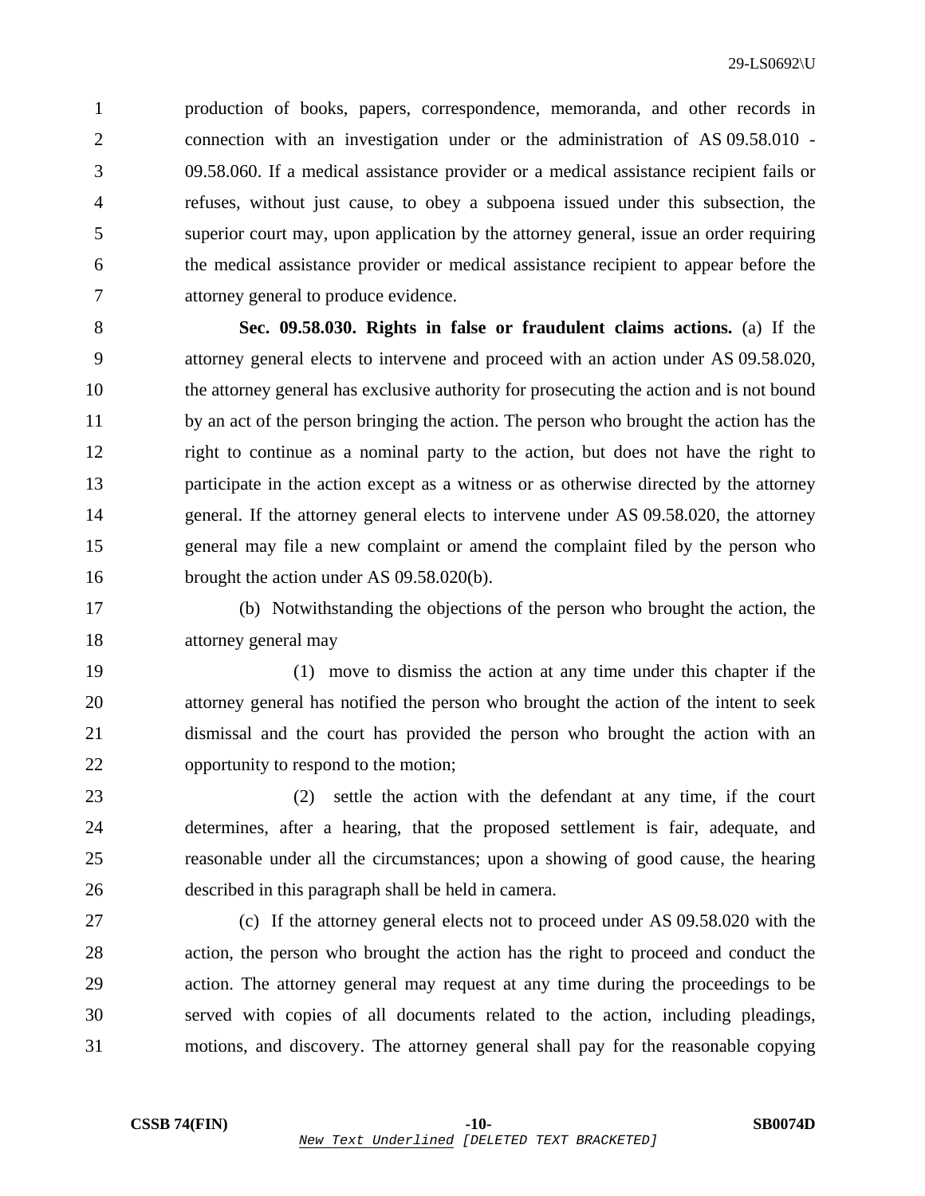production of books, papers, correspondence, memoranda, and other records in connection with an investigation under or the administration of AS 09.58.010 - 09.58.060. If a medical assistance provider or a medical assistance recipient fails or refuses, without just cause, to obey a subpoena issued under this subsection, the superior court may, upon application by the attorney general, issue an order requiring the medical assistance provider or medical assistance recipient to appear before the attorney general to produce evidence.

**Sec. 09.58.030. Rights in false or fraudulent claims actions.** (a) If the attorney general elects to intervene and proceed with an action under AS 09.58.020, the attorney general has exclusive authority for prosecuting the action and is not bound by an act of the person bringing the action. The person who brought the action has the right to continue as a nominal party to the action, but does not have the right to participate in the action except as a witness or as otherwise directed by the attorney general. If the attorney general elects to intervene under AS 09.58.020, the attorney general may file a new complaint or amend the complaint filed by the person who brought the action under AS 09.58.020(b).

(b) Notwithstanding the objections of the person who brought the action, the attorney general may

(1) move to dismiss the action at any time under this chapter if the attorney general has notified the person who brought the action of the intent to seek dismissal and the court has provided the person who brought the action with an opportunity to respond to the motion;

(2) settle the action with the defendant at any time, if the court determines, after a hearing, that the proposed settlement is fair, adequate, and reasonable under all the circumstances; upon a showing of good cause, the hearing described in this paragraph shall be held in camera.

(c) If the attorney general elects not to proceed under AS 09.58.020 with the action, the person who brought the action has the right to proceed and conduct the action. The attorney general may request at any time during the proceedings to be served with copies of all documents related to the action, including pleadings, motions, and discovery. The attorney general shall pay for the reasonable copying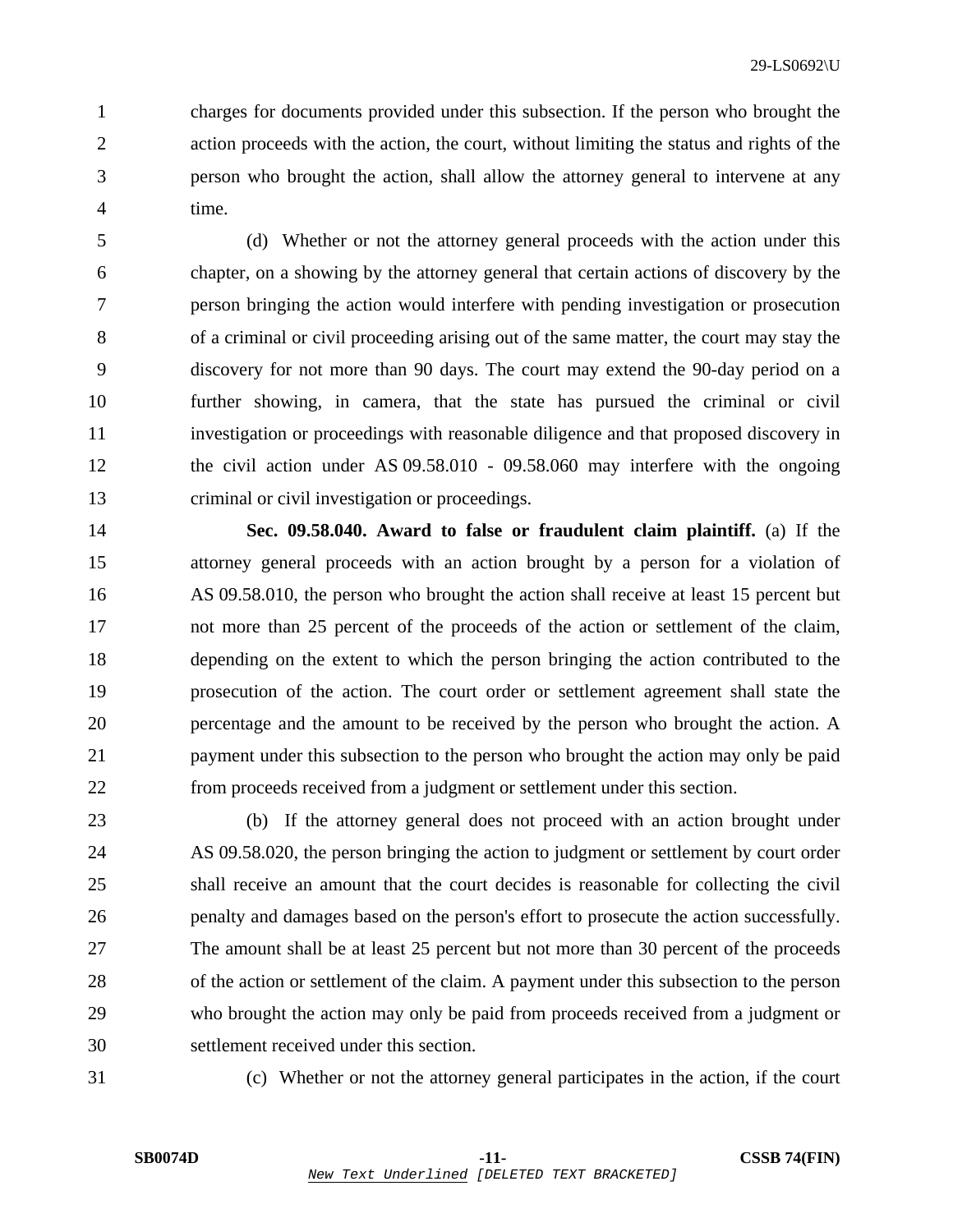charges for documents provided under this subsection. If the person who brought the action proceeds with the action, the court, without limiting the status and rights of the person who brought the action, shall allow the attorney general to intervene at any time.

(d) Whether or not the attorney general proceeds with the action under this chapter, on a showing by the attorney general that certain actions of discovery by the person bringing the action would interfere with pending investigation or prosecution of a criminal or civil proceeding arising out of the same matter, the court may stay the discovery for not more than 90 days. The court may extend the 90-day period on a further showing, in camera, that the state has pursued the criminal or civil investigation or proceedings with reasonable diligence and that proposed discovery in the civil action under AS 09.58.010 - 09.58.060 may interfere with the ongoing criminal or civil investigation or proceedings.

**Sec. 09.58.040. Award to false or fraudulent claim plaintiff.** (a) If the attorney general proceeds with an action brought by a person for a violation of AS 09.58.010, the person who brought the action shall receive at least 15 percent but not more than 25 percent of the proceeds of the action or settlement of the claim, depending on the extent to which the person bringing the action contributed to the prosecution of the action. The court order or settlement agreement shall state the percentage and the amount to be received by the person who brought the action. A payment under this subsection to the person who brought the action may only be paid from proceeds received from a judgment or settlement under this section.

(b) If the attorney general does not proceed with an action brought under AS 09.58.020, the person bringing the action to judgment or settlement by court order shall receive an amount that the court decides is reasonable for collecting the civil penalty and damages based on the person's effort to prosecute the action successfully. The amount shall be at least 25 percent but not more than 30 percent of the proceeds of the action or settlement of the claim. A payment under this subsection to the person who brought the action may only be paid from proceeds received from a judgment or settlement received under this section.

(c) Whether or not the attorney general participates in the action, if the court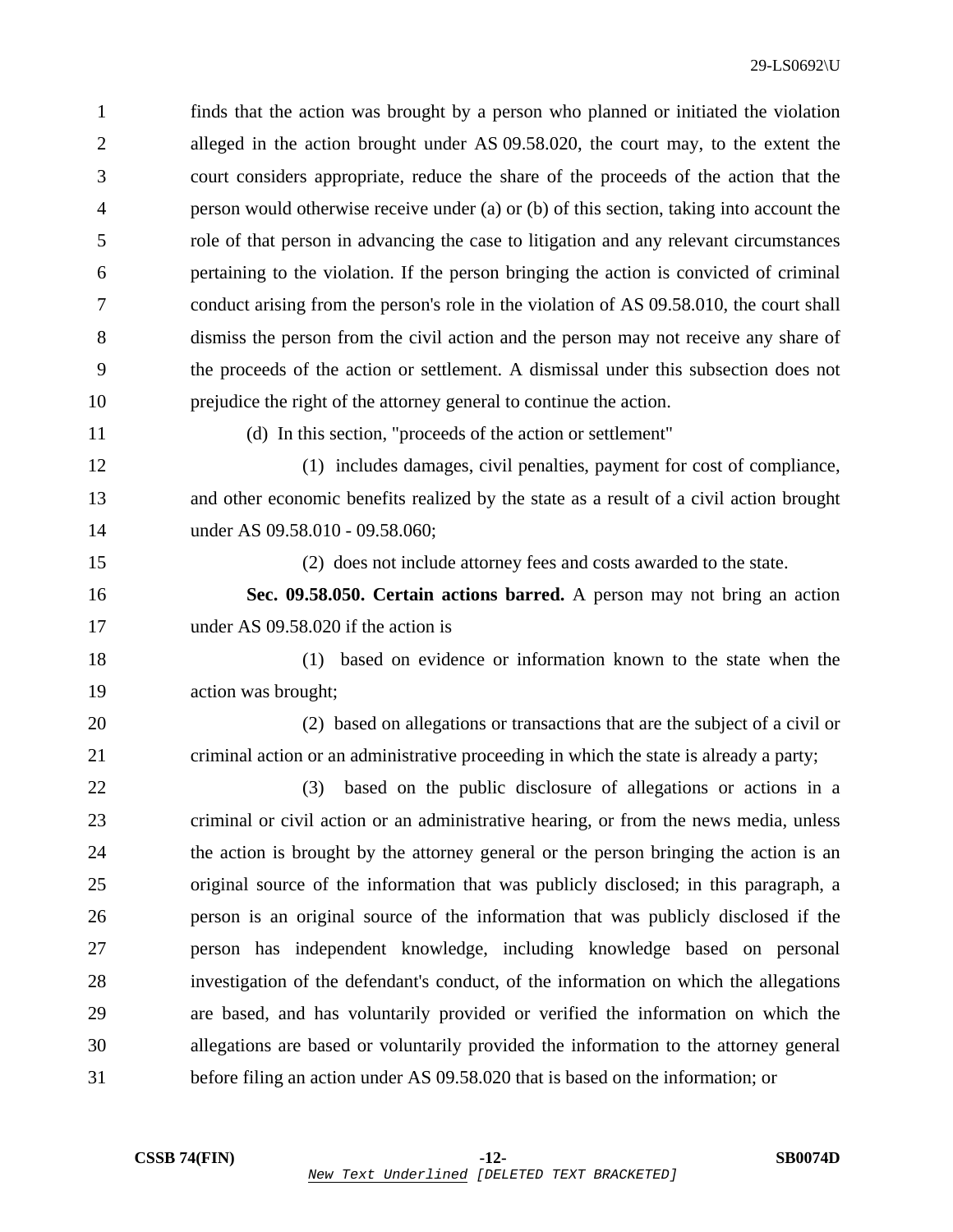finds that the action was brought by a person who planned or initiated the violation alleged in the action brought under AS 09.58.020, the court may, to the extent the court considers appropriate, reduce the share of the proceeds of the action that the person would otherwise receive under (a) or (b) of this section, taking into account the role of that person in advancing the case to litigation and any relevant circumstances pertaining to the violation. If the person bringing the action is convicted of criminal conduct arising from the person's role in the violation of AS 09.58.010, the court shall dismiss the person from the civil action and the person may not receive any share of the proceeds of the action or settlement. A dismissal under this subsection does not prejudice the right of the attorney general to continue the action.

(d) In this section, "proceeds of the action or settlement"

(1) includes damages, civil penalties, payment for cost of compliance, and other economic benefits realized by the state as a result of a civil action brought under AS 09.58.010 - 09.58.060;

(2) does not include attorney fees and costs awarded to the state.

**Sec. 09.58.050. Certain actions barred.** A person may not bring an action under AS 09.58.020 if the action is

(1) based on evidence or information known to the state when the action was brought;

(2) based on allegations or transactions that are the subject of a civil or criminal action or an administrative proceeding in which the state is already a party;

(3) based on the public disclosure of allegations or actions in a criminal or civil action or an administrative hearing, or from the news media, unless the action is brought by the attorney general or the person bringing the action is an original source of the information that was publicly disclosed; in this paragraph, a person is an original source of the information that was publicly disclosed if the person has independent knowledge, including knowledge based on personal investigation of the defendant's conduct, of the information on which the allegations are based, and has voluntarily provided or verified the information on which the allegations are based or voluntarily provided the information to the attorney general before filing an action under AS 09.58.020 that is based on the information; or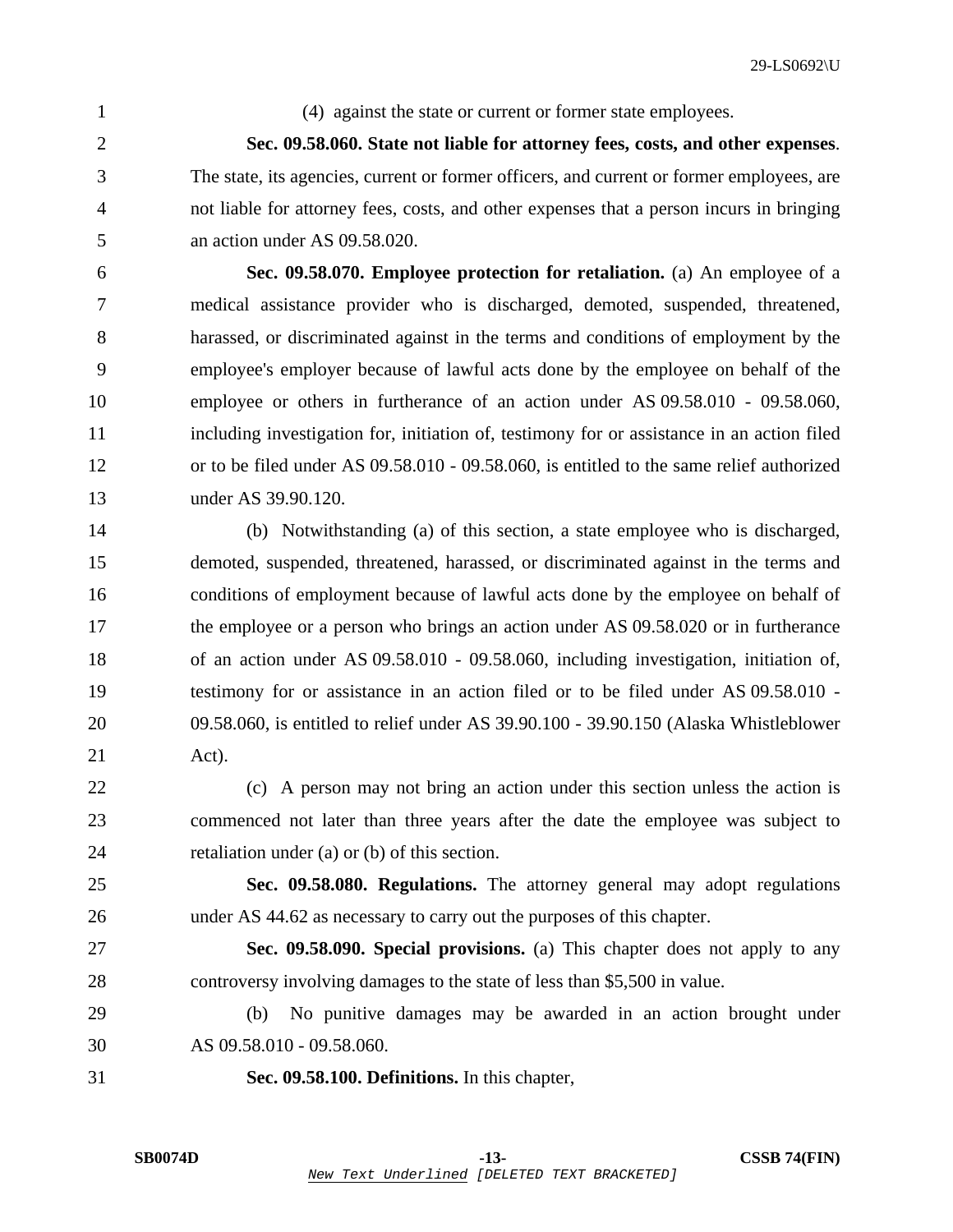(4) against the state or current or former state employees.

**Sec. 09.58.060. State not liable for attorney fees, costs, and other expenses**. The state, its agencies, current or former officers, and current or former employees, are not liable for attorney fees, costs, and other expenses that a person incurs in bringing an action under AS 09.58.020.

**Sec. 09.58.070. Employee protection for retaliation.** (a) An employee of a medical assistance provider who is discharged, demoted, suspended, threatened, harassed, or discriminated against in the terms and conditions of employment by the employee's employer because of lawful acts done by the employee on behalf of the employee or others in furtherance of an action under AS 09.58.010 - 09.58.060, including investigation for, initiation of, testimony for or assistance in an action filed or to be filed under AS 09.58.010 - 09.58.060, is entitled to the same relief authorized under AS 39.90.120.

(b) Notwithstanding (a) of this section, a state employee who is discharged, demoted, suspended, threatened, harassed, or discriminated against in the terms and conditions of employment because of lawful acts done by the employee on behalf of the employee or a person who brings an action under AS 09.58.020 or in furtherance of an action under AS 09.58.010 - 09.58.060, including investigation, initiation of, testimony for or assistance in an action filed or to be filed under AS 09.58.010 - 09.58.060, is entitled to relief under AS 39.90.100 - 39.90.150 (Alaska Whistleblower Act).

(c) A person may not bring an action under this section unless the action is commenced not later than three years after the date the employee was subject to retaliation under (a) or (b) of this section.

**Sec. 09.58.080. Regulations.** The attorney general may adopt regulations under AS 44.62 as necessary to carry out the purposes of this chapter.

**Sec. 09.58.090. Special provisions.** (a) This chapter does not apply to any controversy involving damages to the state of less than $5,500 in value.

(b) No punitive damages may be awarded in an action brought under AS 09.58.010 - 09.58.060.

**Sec. 09.58.100. Definitions.** In this chapter,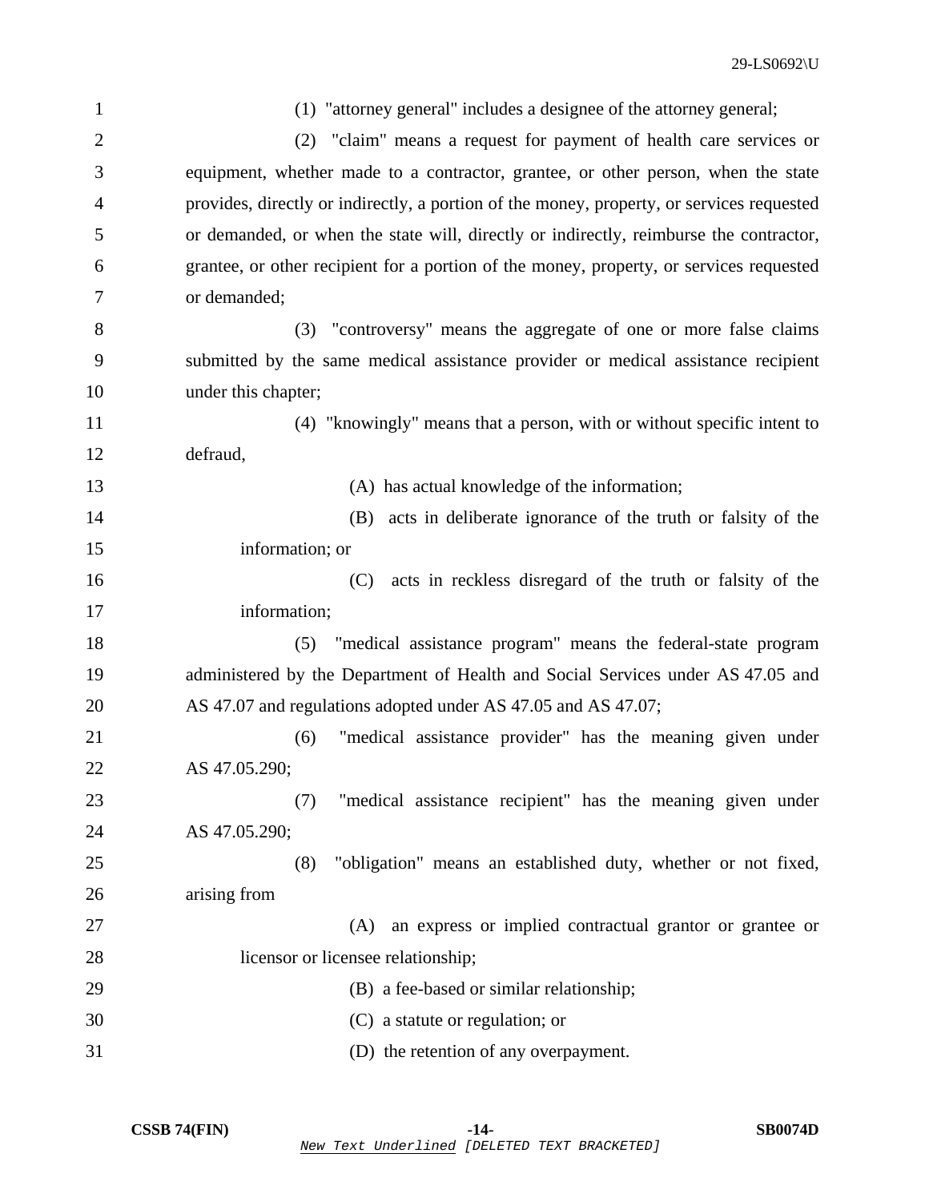(1) "attorney general" includes a designee of the attorney general;

(2) "claim" means a request for payment of health care services or equipment, whether made to a contractor, grantee, or other person, when the state provides, directly or indirectly, a portion of the money, property, or services requested or demanded, or when the state will, directly or indirectly, reimburse the contractor, grantee, or other recipient for a portion of the money, property, or services requested or demanded;

(3) "controversy" means the aggregate of one or more false claims submitted by the same medical assistance provider or medical assistance recipient under this chapter;

(4) "knowingly" means that a person, with or without specific intent to defraud,

(A) has actual knowledge of the information;

(B) acts in deliberate ignorance of the truth or falsity of the information; or

(C) acts in reckless disregard of the truth or falsity of the information;

(5) "medical assistance program" means the federal-state program administered by the Department of Health and Social Services under AS 47.05 and AS 47.07 and regulations adopted under AS 47.05 and AS 47.07;

(6) "medical assistance provider" has the meaning given under AS 47.05.290;

(7) "medical assistance recipient" has the meaning given under AS 47.05.290;

(8) "obligation" means an established duty, whether or not fixed, arising from

(A) an express or implied contractual grantor or grantee or licensor or licensee relationship;

(B) a fee-based or similar relationship;

(C) a statute or regulation; or

(D) the retention of any overpayment.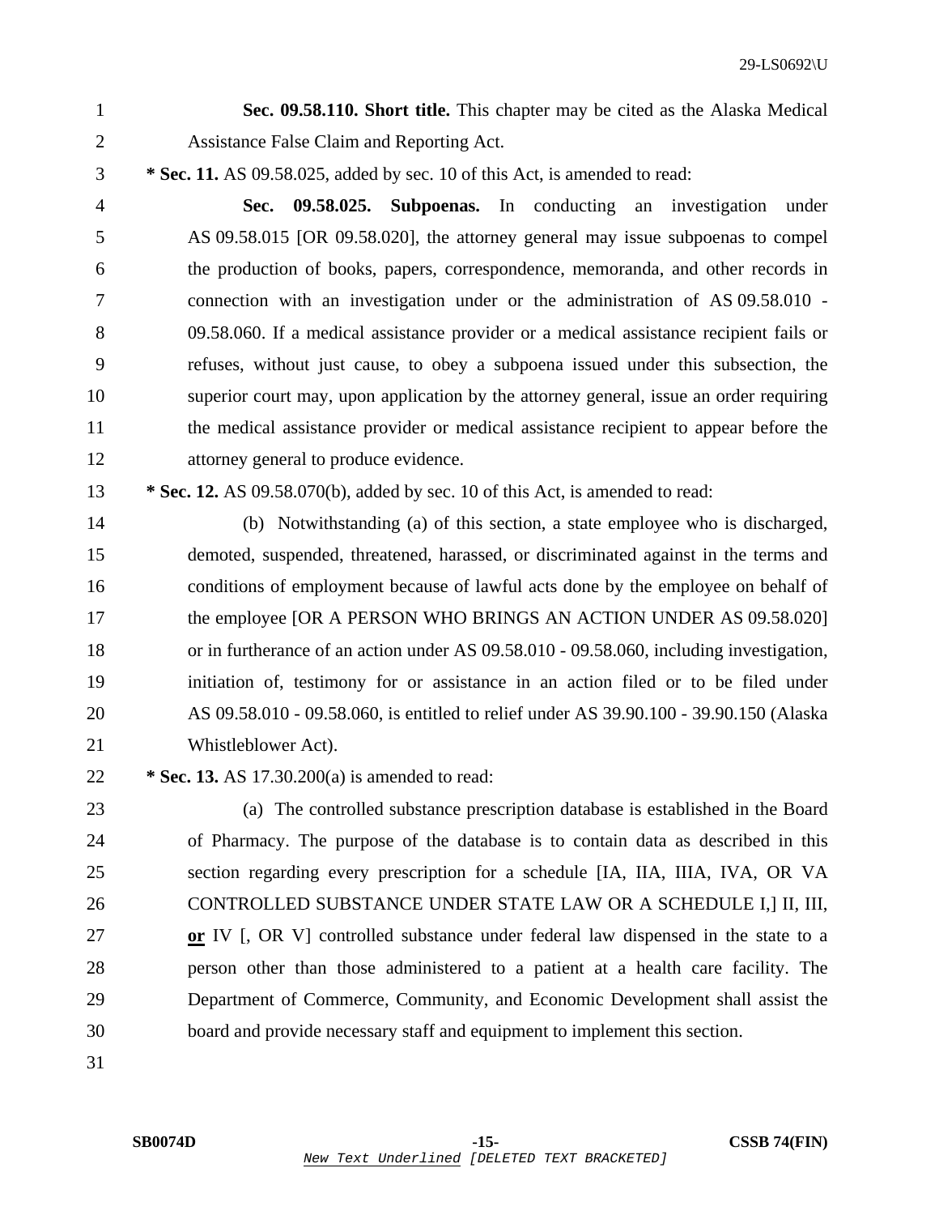**Sec. 09.58.110. Short title.** This chapter may be cited as the Alaska Medical Assistance False Claim and Reporting Act.

**\* Sec. 11.** AS 09.58.025, added by sec. 10 of this Act, is amended to read:

**Sec. 09.58.025. Subpoenas.** In conducting an investigation under AS 09.58.015 [OR 09.58.020], the attorney general may issue subpoenas to compel the production of books, papers, correspondence, memoranda, and other records in connection with an investigation under or the administration of AS 09.58.010 - 09.58.060. If a medical assistance provider or a medical assistance recipient fails or refuses, without just cause, to obey a subpoena issued under this subsection, the superior court may, upon application by the attorney general, issue an order requiring the medical assistance provider or medical assistance recipient to appear before the attorney general to produce evidence.

**\* Sec. 12.** AS 09.58.070(b), added by sec. 10 of this Act, is amended to read:

(b) Notwithstanding (a) of this section, a state employee who is discharged, demoted, suspended, threatened, harassed, or discriminated against in the terms and conditions of employment because of lawful acts done by the employee on behalf of the employee [OR A PERSON WHO BRINGS AN ACTION UNDER AS 09.58.020] or in furtherance of an action under AS 09.58.010 - 09.58.060, including investigation, initiation of, testimony for or assistance in an action filed or to be filed under AS 09.58.010 - 09.58.060, is entitled to relief under AS 39.90.100 - 39.90.150 (Alaska Whistleblower Act).

**\* Sec. 13.** AS 17.30.200(a) is amended to read:

(a) The controlled substance prescription database is established in the Board of Pharmacy. The purpose of the database is to contain data as described in this section regarding every prescription for a schedule [IA, IIA, IIIA, IVA, OR VA CONTROLLED SUBSTANCE UNDER STATE LAW OR A SCHEDULE I,] II, III, <u>**or**</u> IV [, OR V] controlled substance under federal law dispensed in the state to a person other than those administered to a patient at a health care facility. The Department of Commerce, Community, and Economic Development shall assist the board and provide necessary staff and equipment to implement this section.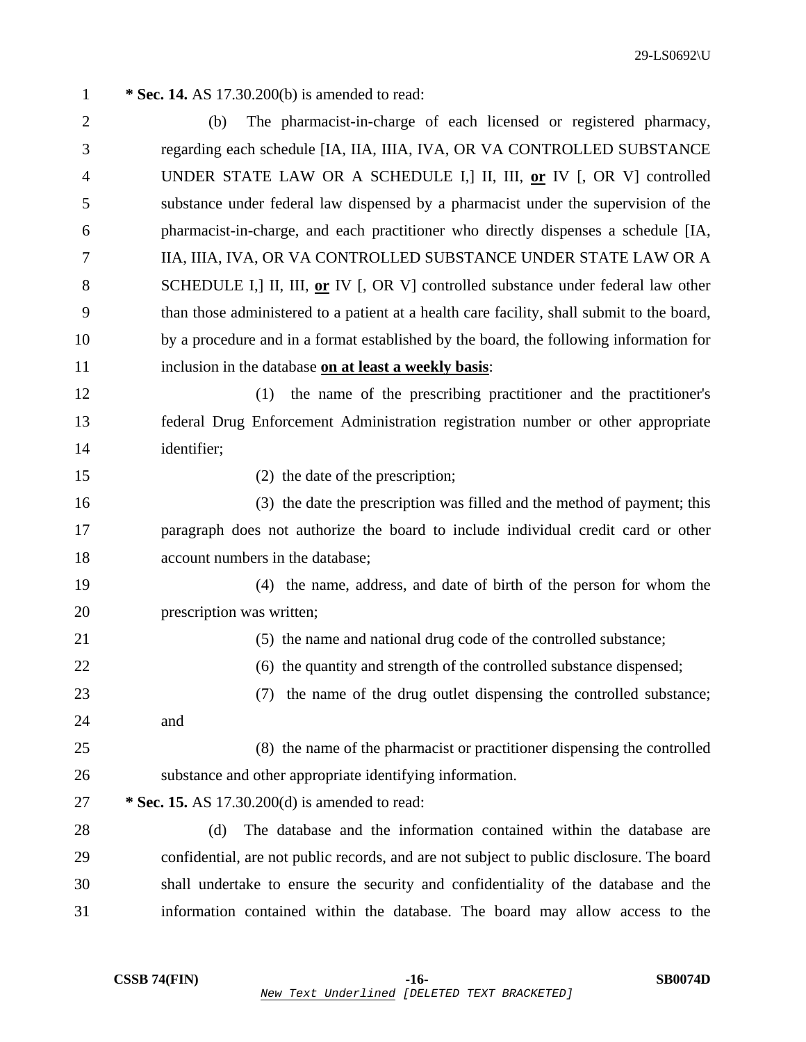**\* Sec. 14.** AS 17.30.200(b) is amended to read:

(b) The pharmacist-in-charge of each licensed or registered pharmacy, regarding each schedule [IA, IIA, IIIA, IVA, OR VA CONTROLLED SUBSTANCE UNDER STATE LAW OR A SCHEDULE I,] II, III, **or** IV [, OR V] controlled substance under federal law dispensed by a pharmacist under the supervision of the pharmacist-in-charge, and each practitioner who directly dispenses a schedule [IA, IIA, IIIA, IVA, OR VA CONTROLLED SUBSTANCE UNDER STATE LAW OR A SCHEDULE I,] II, III, **or** IV [, OR V] controlled substance under federal law other than those administered to a patient at a health care facility, shall submit to the board, by a procedure and in a format established by the board, the following information for inclusion in the database **on at least a weekly basis**:

(1) the name of the prescribing practitioner and the practitioner's federal Drug Enforcement Administration registration number or other appropriate identifier;

(2) the date of the prescription;

(3) the date the prescription was filled and the method of payment; this paragraph does not authorize the board to include individual credit card or other account numbers in the database;

(4) the name, address, and date of birth of the person for whom the prescription was written;

(5) the name and national drug code of the controlled substance;

(6) the quantity and strength of the controlled substance dispensed;

(7) the name of the drug outlet dispensing the controlled substance; and

(8) the name of the pharmacist or practitioner dispensing the controlled substance and other appropriate identifying information.

**\* Sec. 15.** AS 17.30.200(d) is amended to read:

(d) The database and the information contained within the database are confidential, are not public records, and are not subject to public disclosure. The board shall undertake to ensure the security and confidentiality of the database and the information contained within the database. The board may allow access to the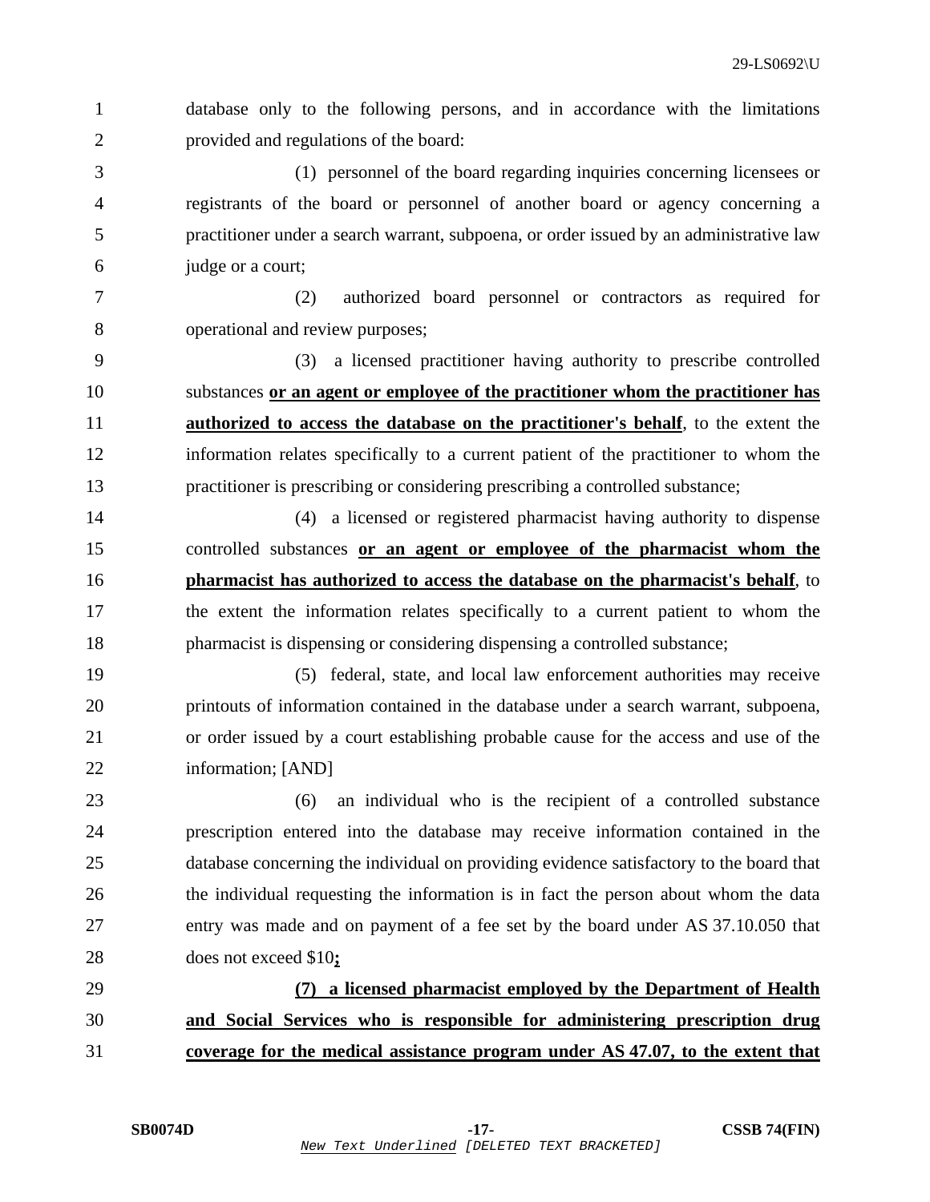database only to the following persons, and in accordance with the limitations provided and regulations of the board:

(1) personnel of the board regarding inquiries concerning licensees or registrants of the board or personnel of another board or agency concerning a practitioner under a search warrant, subpoena, or order issued by an administrative law judge or a court;

(2) authorized board personnel or contractors as required for operational and review purposes;

(3) a licensed practitioner having authority to prescribe controlled substances **or an agent or employee of the practitioner whom the practitioner has authorized to access the database on the practitioner's behalf**, to the extent the information relates specifically to a current patient of the practitioner to whom the practitioner is prescribing or considering prescribing a controlled substance;

(4) a licensed or registered pharmacist having authority to dispense controlled substances **or an agent or employee of the pharmacist whom the pharmacist has authorized to access the database on the pharmacist's behalf**, to the extent the information relates specifically to a current patient to whom the pharmacist is dispensing or considering dispensing a controlled substance;

(5) federal, state, and local law enforcement authorities may receive printouts of information contained in the database under a search warrant, subpoena, or order issued by a court establishing probable cause for the access and use of the information; [AND]

(6) an individual who is the recipient of a controlled substance prescription entered into the database may receive information contained in the database concerning the individual on providing evidence satisfactory to the board that the individual requesting the information is in fact the person about whom the data entry was made and on payment of a fee set by the board under AS 37.10.050 that does not exceed $10**;**

**(7) a licensed pharmacist employed by the Department of Health and Social Services who is responsible for administering prescription drug coverage for the medical assistance program under AS 47.07, to the extent that**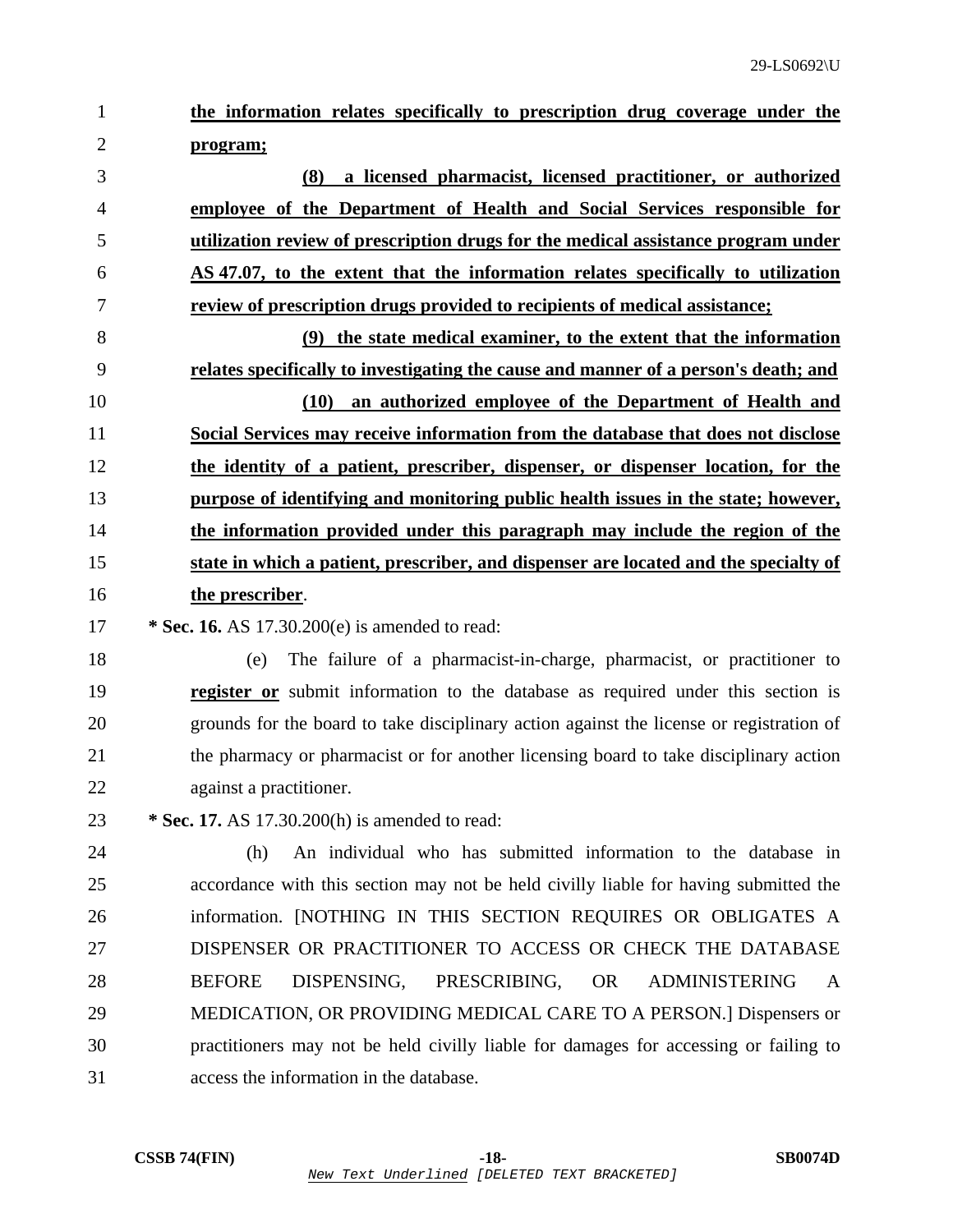**the information relates specifically to prescription drug coverage under the program;**

**(8) a licensed pharmacist, licensed practitioner, or authorized employee of the Department of Health and Social Services responsible for utilization review of prescription drugs for the medical assistance program under AS 47.07, to the extent that the information relates specifically to utilization review of prescription drugs provided to recipients of medical assistance;**

**(9) the state medical examiner, to the extent that the information relates specifically to investigating the cause and manner of a person's death; and**

**(10) an authorized employee of the Department of Health and Social Services may receive information from the database that does not disclose the identity of a patient, prescriber, dispenser, or dispenser location, for the purpose of identifying and monitoring public health issues in the state; however, the information provided under this paragraph may include the region of the state in which a patient, prescriber, and dispenser are located and the specialty of the prescriber**.

**\* Sec. 16.** AS 17.30.200(e) is amended to read:

(e) The failure of a pharmacist-in-charge, pharmacist, or practitioner to **register or** submit information to the database as required under this section is grounds for the board to take disciplinary action against the license or registration of the pharmacy or pharmacist or for another licensing board to take disciplinary action against a practitioner.

**\* Sec. 17.** AS 17.30.200(h) is amended to read:

(h) An individual who has submitted information to the database in accordance with this section may not be held civilly liable for having submitted the information. [NOTHING IN THIS SECTION REQUIRES OR OBLIGATES A DISPENSER OR PRACTITIONER TO ACCESS OR CHECK THE DATABASE BEFORE DISPENSING, PRESCRIBING, OR ADMINISTERING A MEDICATION, OR PROVIDING MEDICAL CARE TO A PERSON.] Dispensers or practitioners may not be held civilly liable for damages for accessing or failing to access the information in the database.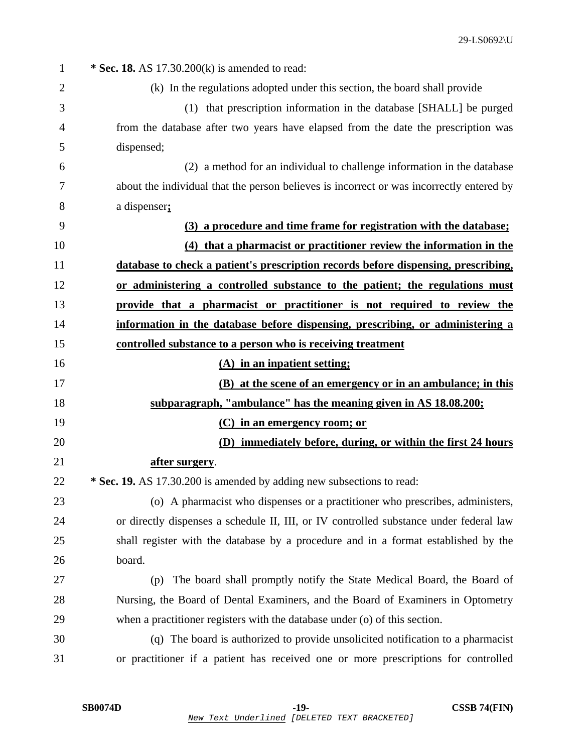**\* Sec. 18.** AS 17.30.200(k) is amended to read:

(k) In the regulations adopted under this section, the board shall provide

(1) that prescription information in the database [SHALL] be purged from the database after two years have elapsed from the date the prescription was dispensed;

(2) a method for an individual to challenge information in the database about the individual that the person believes is incorrect or was incorrectly entered by a dispenser**;**

**(3) a procedure and time frame for registration with the database;**

**(4) that a pharmacist or practitioner review the information in the database to check a patient's prescription records before dispensing, prescribing, or administering a controlled substance to the patient; the regulations must provide that a pharmacist or practitioner is not required to review the information in the database before dispensing, prescribing, or administering a controlled substance to a person who is receiving treatment**

**(A) in an inpatient setting;**

**(B) at the scene of an emergency or in an ambulance; in this subparagraph, "ambulance" has the meaning given in AS 18.08.200;**

**(C) in an emergency room; or**

**(D) immediately before, during, or within the first 24 hours after surgery**.

**\* Sec. 19.** AS 17.30.200 is amended by adding new subsections to read:

(o) A pharmacist who dispenses or a practitioner who prescribes, administers, or directly dispenses a schedule II, III, or IV controlled substance under federal law shall register with the database by a procedure and in a format established by the board.

(p) The board shall promptly notify the State Medical Board, the Board of Nursing, the Board of Dental Examiners, and the Board of Examiners in Optometry when a practitioner registers with the database under (o) of this section.

(q) The board is authorized to provide unsolicited notification to a pharmacist or practitioner if a patient has received one or more prescriptions for controlled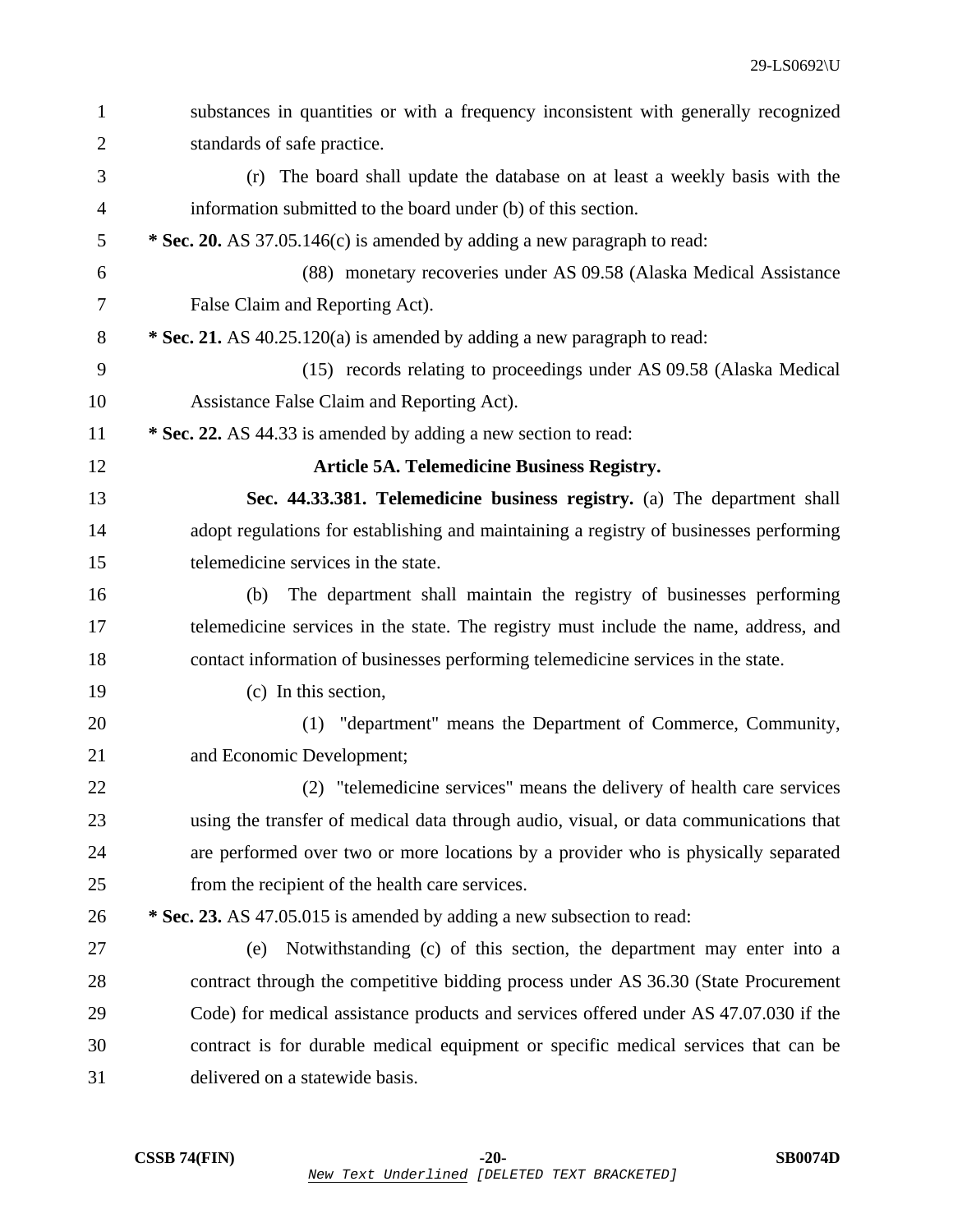substances in quantities or with a frequency inconsistent with generally recognized standards of safe practice.

(r) The board shall update the database on at least a weekly basis with the information submitted to the board under (b) of this section.

**\* Sec. 20.** AS 37.05.146(c) is amended by adding a new paragraph to read:

(88) monetary recoveries under AS 09.58 (Alaska Medical Assistance False Claim and Reporting Act).

**\* Sec. 21.** AS 40.25.120(a) is amended by adding a new paragraph to read:

(15) records relating to proceedings under AS 09.58 (Alaska Medical Assistance False Claim and Reporting Act).

**\* Sec. 22.** AS 44.33 is amended by adding a new section to read:

**Article 5A. Telemedicine Business Registry.**

**Sec. 44.33.381. Telemedicine business registry.** (a) The department shall adopt regulations for establishing and maintaining a registry of businesses performing telemedicine services in the state.

(b) The department shall maintain the registry of businesses performing telemedicine services in the state. The registry must include the name, address, and contact information of businesses performing telemedicine services in the state.

(c) In this section,

(1) "department" means the Department of Commerce, Community, and Economic Development;

(2) "telemedicine services" means the delivery of health care services using the transfer of medical data through audio, visual, or data communications that are performed over two or more locations by a provider who is physically separated from the recipient of the health care services.

**\* Sec. 23.** AS 47.05.015 is amended by adding a new subsection to read:

(e) Notwithstanding (c) of this section, the department may enter into a contract through the competitive bidding process under AS 36.30 (State Procurement Code) for medical assistance products and services offered under AS 47.07.030 if the contract is for durable medical equipment or specific medical services that can be delivered on a statewide basis.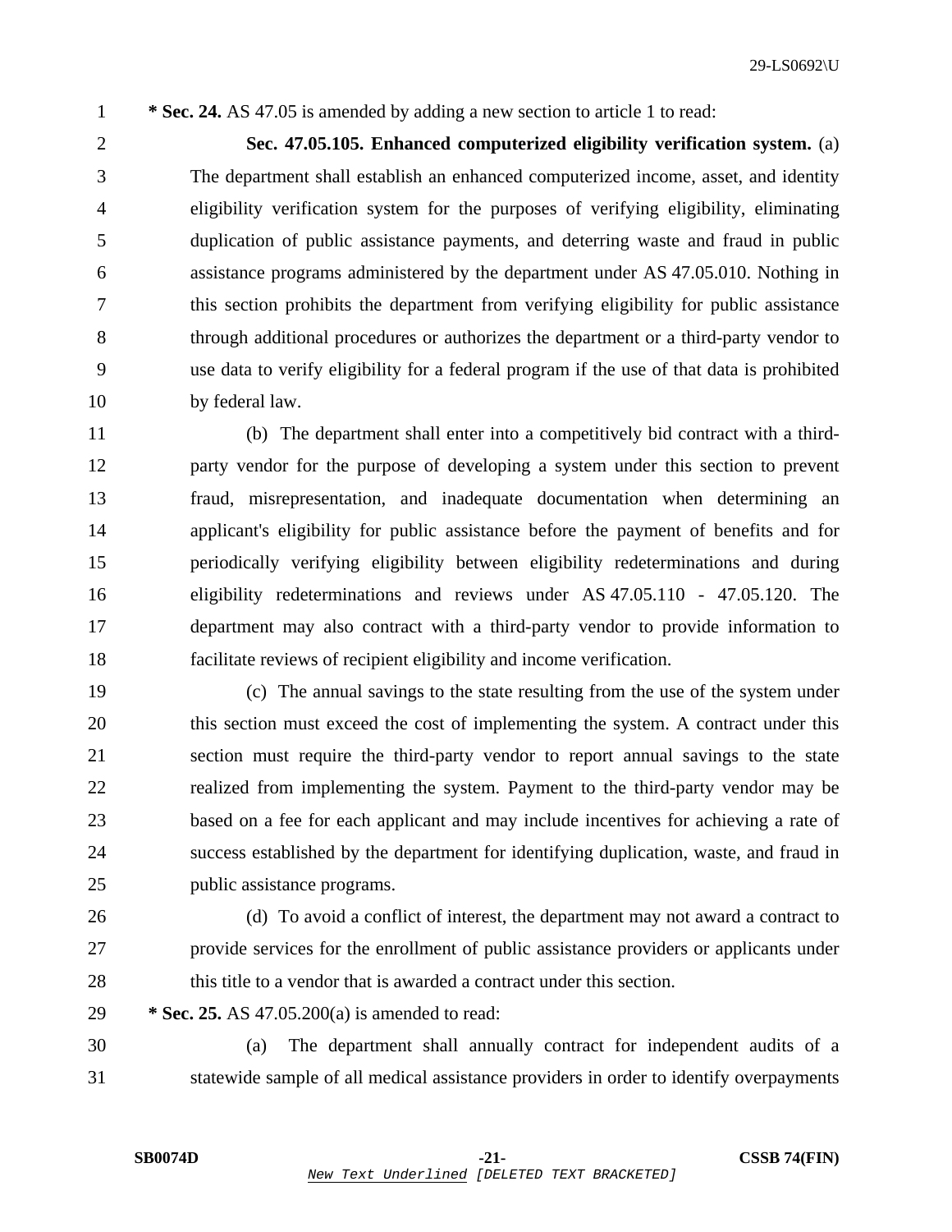**\* Sec. 24.** AS 47.05 is amended by adding a new section to article 1 to read:

**Sec. 47.05.105. Enhanced computerized eligibility verification system.** (a) The department shall establish an enhanced computerized income, asset, and identity eligibility verification system for the purposes of verifying eligibility, eliminating duplication of public assistance payments, and deterring waste and fraud in public assistance programs administered by the department under AS 47.05.010. Nothing in this section prohibits the department from verifying eligibility for public assistance through additional procedures or authorizes the department or a third-party vendor to use data to verify eligibility for a federal program if the use of that data is prohibited by federal law.

(b) The department shall enter into a competitively bid contract with a third-party vendor for the purpose of developing a system under this section to prevent fraud, misrepresentation, and inadequate documentation when determining an applicant's eligibility for public assistance before the payment of benefits and for periodically verifying eligibility between eligibility redeterminations and during eligibility redeterminations and reviews under AS 47.05.110 - 47.05.120. The department may also contract with a third-party vendor to provide information to facilitate reviews of recipient eligibility and income verification.

(c) The annual savings to the state resulting from the use of the system under this section must exceed the cost of implementing the system. A contract under this section must require the third-party vendor to report annual savings to the state realized from implementing the system. Payment to the third-party vendor may be based on a fee for each applicant and may include incentives for achieving a rate of success established by the department for identifying duplication, waste, and fraud in public assistance programs.

(d) To avoid a conflict of interest, the department may not award a contract to provide services for the enrollment of public assistance providers or applicants under this title to a vendor that is awarded a contract under this section.

**\* Sec. 25.** AS 47.05.200(a) is amended to read:

(a) The department shall annually contract for independent audits of a statewide sample of all medical assistance providers in order to identify overpayments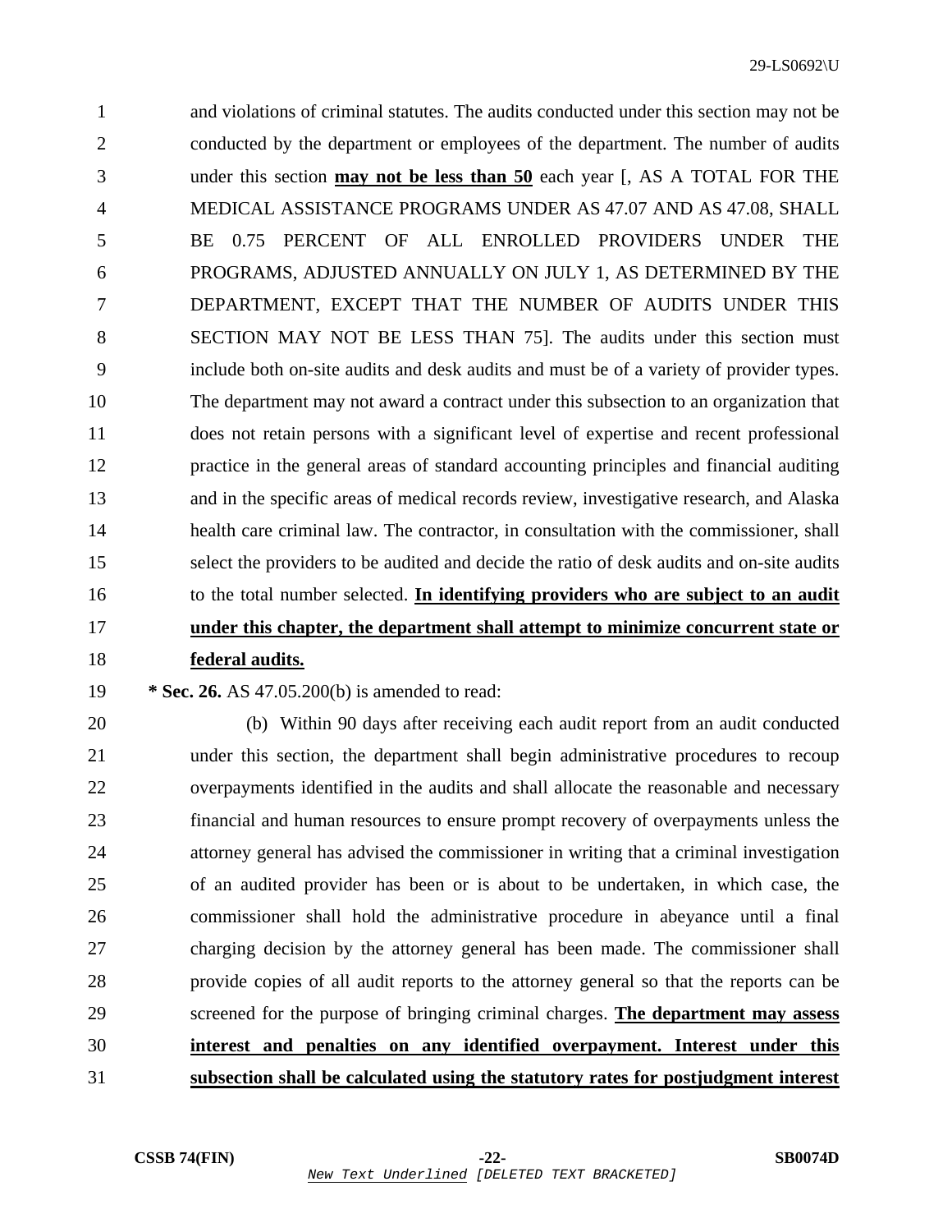and violations of criminal statutes. The audits conducted under this section may not be conducted by the department or employees of the department. The number of audits under this section **may not be less than 50** each year [, AS A TOTAL FOR THE MEDICAL ASSISTANCE PROGRAMS UNDER AS 47.07 AND AS 47.08, SHALL BE 0.75 PERCENT OF ALL ENROLLED PROVIDERS UNDER THE PROGRAMS, ADJUSTED ANNUALLY ON JULY 1, AS DETERMINED BY THE DEPARTMENT, EXCEPT THAT THE NUMBER OF AUDITS UNDER THIS SECTION MAY NOT BE LESS THAN 75]. The audits under this section must include both on-site audits and desk audits and must be of a variety of provider types. The department may not award a contract under this subsection to an organization that does not retain persons with a significant level of expertise and recent professional practice in the general areas of standard accounting principles and financial auditing and in the specific areas of medical records review, investigative research, and Alaska health care criminal law. The contractor, in consultation with the commissioner, shall select the providers to be audited and decide the ratio of desk audits and on-site audits to the total number selected. **In identifying providers who are subject to an audit under this chapter, the department shall attempt to minimize concurrent state or federal audits.**

**\* Sec. 26.** AS 47.05.200(b) is amended to read:

(b) Within 90 days after receiving each audit report from an audit conducted under this section, the department shall begin administrative procedures to recoup overpayments identified in the audits and shall allocate the reasonable and necessary financial and human resources to ensure prompt recovery of overpayments unless the attorney general has advised the commissioner in writing that a criminal investigation of an audited provider has been or is about to be undertaken, in which case, the commissioner shall hold the administrative procedure in abeyance until a final charging decision by the attorney general has been made. The commissioner shall provide copies of all audit reports to the attorney general so that the reports can be screened for the purpose of bringing criminal charges. **The department may assess interest and penalties on any identified overpayment. Interest under this subsection shall be calculated using the statutory rates for postjudgment interest**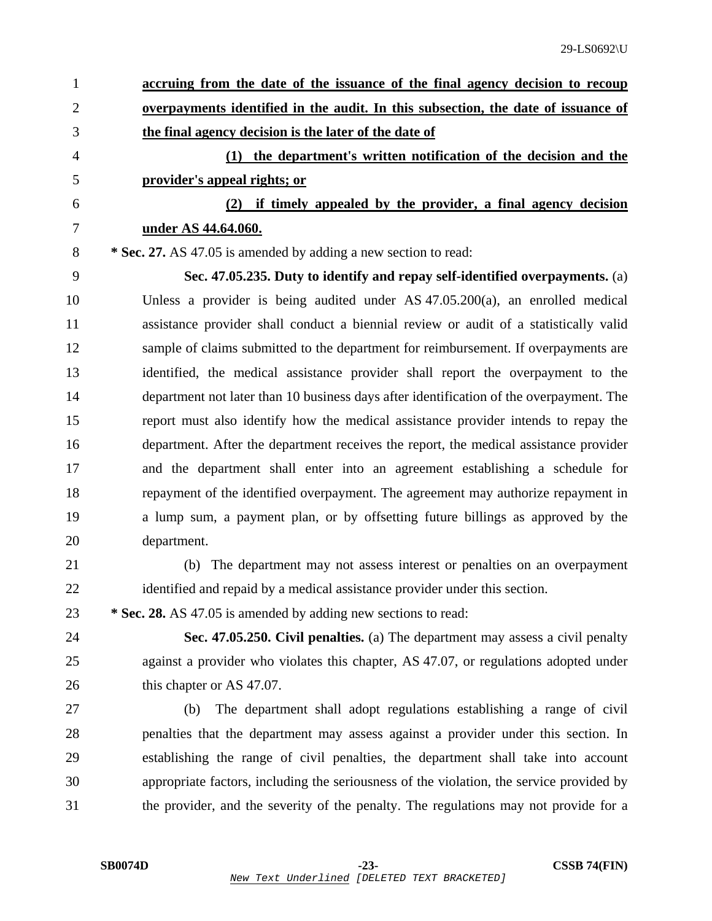**accruing from the date of the issuance of the final agency decision to recoup overpayments identified in the audit. In this subsection, the date of issuance of the final agency decision is the later of the date of**

**(1) the department's written notification of the decision and the provider's appeal rights; or**

**(2) if timely appealed by the provider, a final agency decision under AS 44.64.060.**

**\* Sec. 27.** AS 47.05 is amended by adding a new section to read:

**Sec. 47.05.235. Duty to identify and repay self-identified overpayments.** (a) Unless a provider is being audited under AS 47.05.200(a), an enrolled medical assistance provider shall conduct a biennial review or audit of a statistically valid sample of claims submitted to the department for reimbursement. If overpayments are identified, the medical assistance provider shall report the overpayment to the department not later than 10 business days after identification of the overpayment. The report must also identify how the medical assistance provider intends to repay the department. After the department receives the report, the medical assistance provider and the department shall enter into an agreement establishing a schedule for repayment of the identified overpayment. The agreement may authorize repayment in a lump sum, a payment plan, or by offsetting future billings as approved by the department.

(b) The department may not assess interest or penalties on an overpayment identified and repaid by a medical assistance provider under this section.

**\* Sec. 28.** AS 47.05 is amended by adding new sections to read:

**Sec. 47.05.250. Civil penalties.** (a) The department may assess a civil penalty against a provider who violates this chapter, AS 47.07, or regulations adopted under this chapter or AS 47.07.

(b) The department shall adopt regulations establishing a range of civil penalties that the department may assess against a provider under this section. In establishing the range of civil penalties, the department shall take into account appropriate factors, including the seriousness of the violation, the service provided by the provider, and the severity of the penalty. The regulations may not provide for a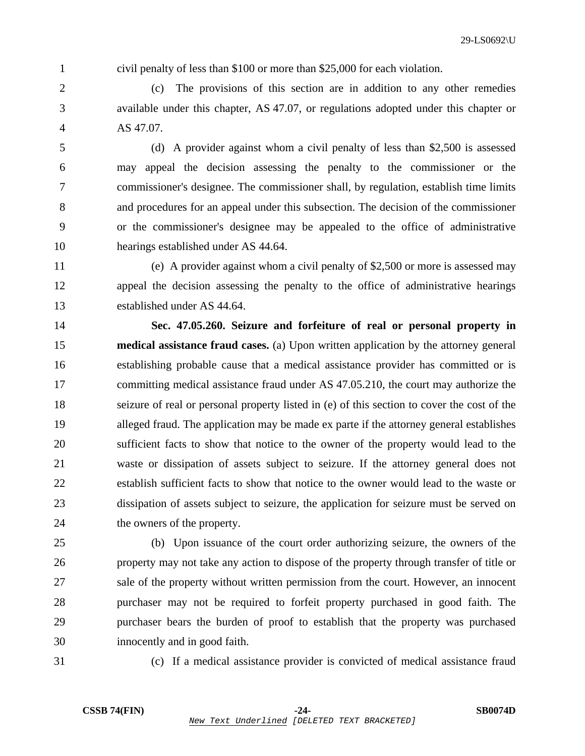civil penalty of less than $100 or more than $25,000 for each violation.

(c) The provisions of this section are in addition to any other remedies available under this chapter, AS 47.07, or regulations adopted under this chapter or AS 47.07.

(d) A provider against whom a civil penalty of less than $2,500 is assessed may appeal the decision assessing the penalty to the commissioner or the commissioner's designee. The commissioner shall, by regulation, establish time limits and procedures for an appeal under this subsection. The decision of the commissioner or the commissioner's designee may be appealed to the office of administrative hearings established under AS 44.64.

(e) A provider against whom a civil penalty of $2,500 or more is assessed may appeal the decision assessing the penalty to the office of administrative hearings established under AS 44.64.

**Sec. 47.05.260. Seizure and forfeiture of real or personal property in medical assistance fraud cases.** (a) Upon written application by the attorney general establishing probable cause that a medical assistance provider has committed or is committing medical assistance fraud under AS 47.05.210, the court may authorize the seizure of real or personal property listed in (e) of this section to cover the cost of the alleged fraud. The application may be made ex parte if the attorney general establishes sufficient facts to show that notice to the owner of the property would lead to the waste or dissipation of assets subject to seizure. If the attorney general does not establish sufficient facts to show that notice to the owner would lead to the waste or dissipation of assets subject to seizure, the application for seizure must be served on the owners of the property.

(b) Upon issuance of the court order authorizing seizure, the owners of the property may not take any action to dispose of the property through transfer of title or sale of the property without written permission from the court. However, an innocent purchaser may not be required to forfeit property purchased in good faith. The purchaser bears the burden of proof to establish that the property was purchased innocently and in good faith.

(c) If a medical assistance provider is convicted of medical assistance fraud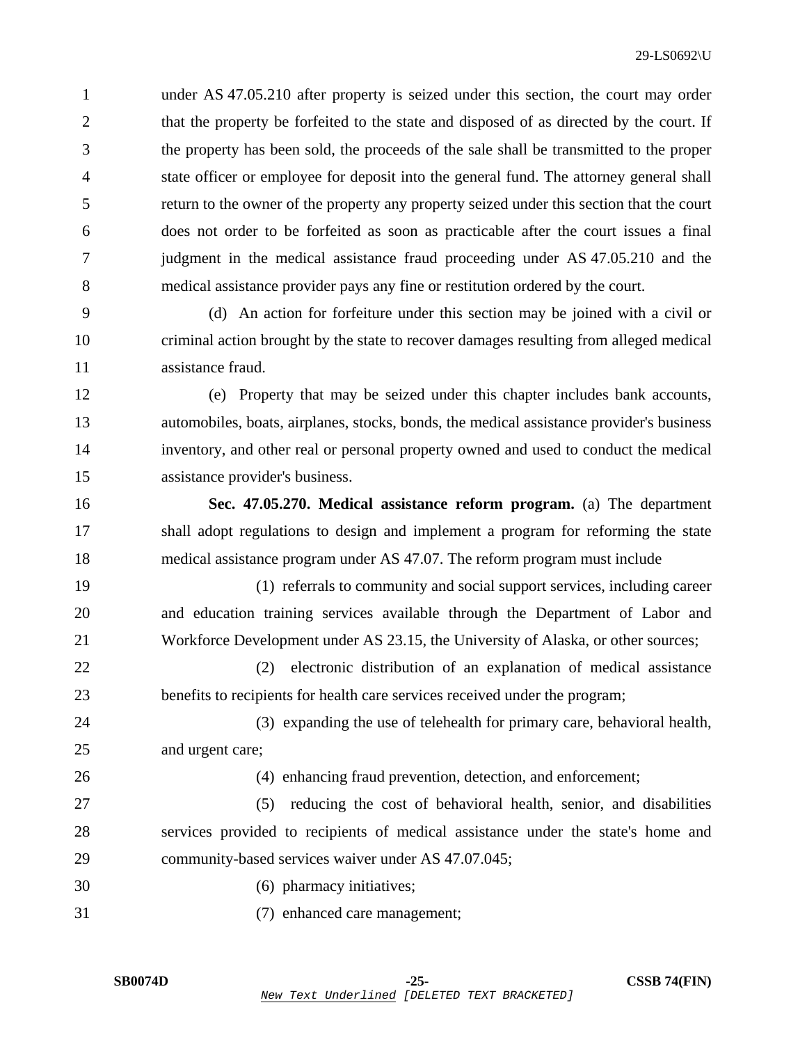under AS 47.05.210 after property is seized under this section, the court may order that the property be forfeited to the state and disposed of as directed by the court. If the property has been sold, the proceeds of the sale shall be transmitted to the proper state officer or employee for deposit into the general fund. The attorney general shall return to the owner of the property any property seized under this section that the court does not order to be forfeited as soon as practicable after the court issues a final judgment in the medical assistance fraud proceeding under AS 47.05.210 and the medical assistance provider pays any fine or restitution ordered by the court.

(d) An action for forfeiture under this section may be joined with a civil or criminal action brought by the state to recover damages resulting from alleged medical assistance fraud.

(e) Property that may be seized under this chapter includes bank accounts, automobiles, boats, airplanes, stocks, bonds, the medical assistance provider's business inventory, and other real or personal property owned and used to conduct the medical assistance provider's business.

**Sec. 47.05.270. Medical assistance reform program.** (a) The department shall adopt regulations to design and implement a program for reforming the state medical assistance program under AS 47.07. The reform program must include

(1) referrals to community and social support services, including career and education training services available through the Department of Labor and Workforce Development under AS 23.15, the University of Alaska, or other sources;

(2) electronic distribution of an explanation of medical assistance benefits to recipients for health care services received under the program;

(3) expanding the use of telehealth for primary care, behavioral health, and urgent care;

(4) enhancing fraud prevention, detection, and enforcement;

(5) reducing the cost of behavioral health, senior, and disabilities services provided to recipients of medical assistance under the state's home and community-based services waiver under AS 47.07.045;

(6) pharmacy initiatives;

(7) enhanced care management;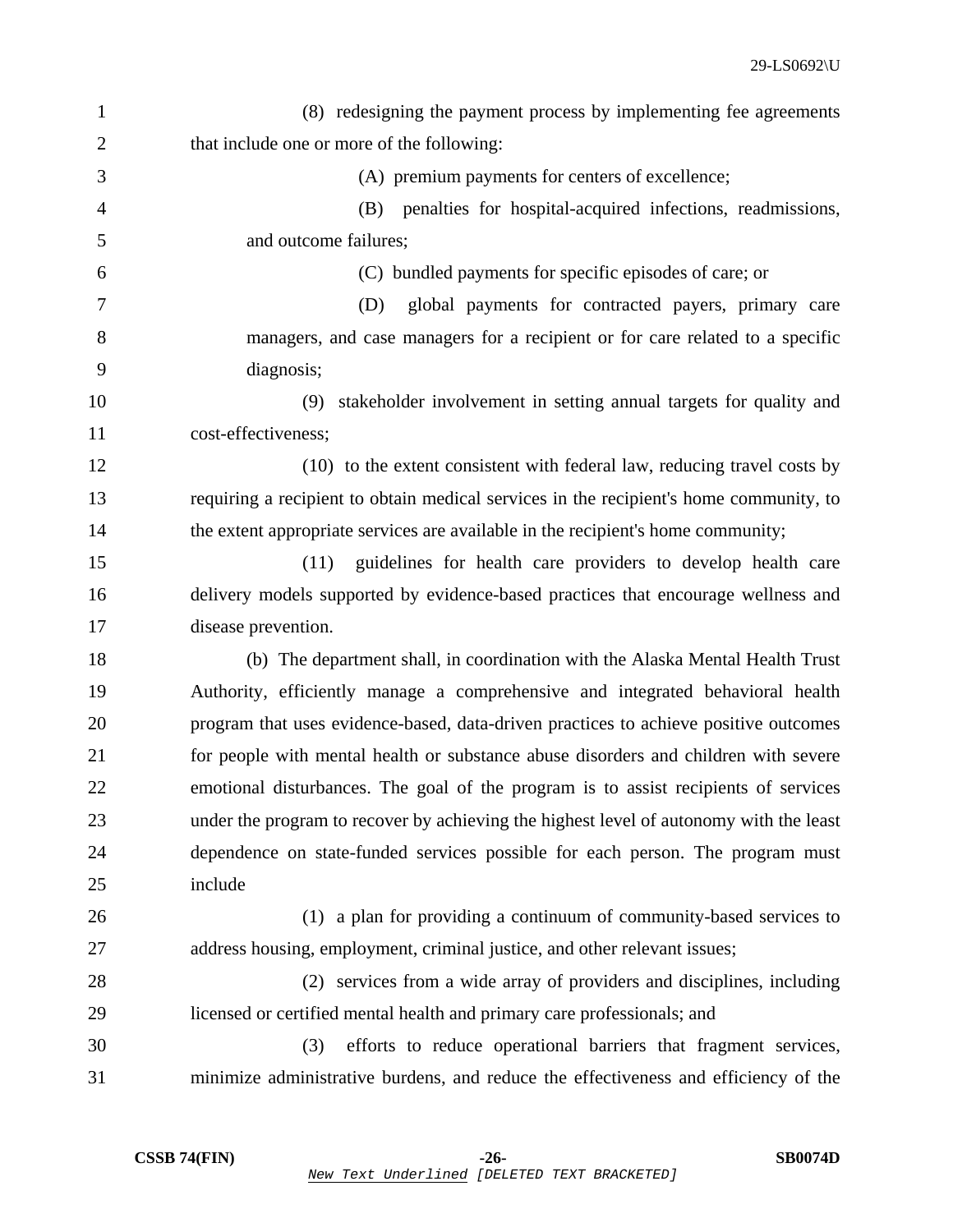(8) redesigning the payment process by implementing fee agreements that include one or more of the following:

(A) premium payments for centers of excellence;

(B) penalties for hospital-acquired infections, readmissions, and outcome failures;

(C) bundled payments for specific episodes of care; or

(D) global payments for contracted payers, primary care managers, and case managers for a recipient or for care related to a specific diagnosis;

(9) stakeholder involvement in setting annual targets for quality and cost-effectiveness;

(10) to the extent consistent with federal law, reducing travel costs by requiring a recipient to obtain medical services in the recipient's home community, to the extent appropriate services are available in the recipient's home community;

(11) guidelines for health care providers to develop health care delivery models supported by evidence-based practices that encourage wellness and disease prevention.

(b) The department shall, in coordination with the Alaska Mental Health Trust Authority, efficiently manage a comprehensive and integrated behavioral health program that uses evidence-based, data-driven practices to achieve positive outcomes for people with mental health or substance abuse disorders and children with severe emotional disturbances. The goal of the program is to assist recipients of services under the program to recover by achieving the highest level of autonomy with the least dependence on state-funded services possible for each person. The program must include

(1) a plan for providing a continuum of community-based services to address housing, employment, criminal justice, and other relevant issues;

(2) services from a wide array of providers and disciplines, including licensed or certified mental health and primary care professionals; and

(3) efforts to reduce operational barriers that fragment services, minimize administrative burdens, and reduce the effectiveness and efficiency of the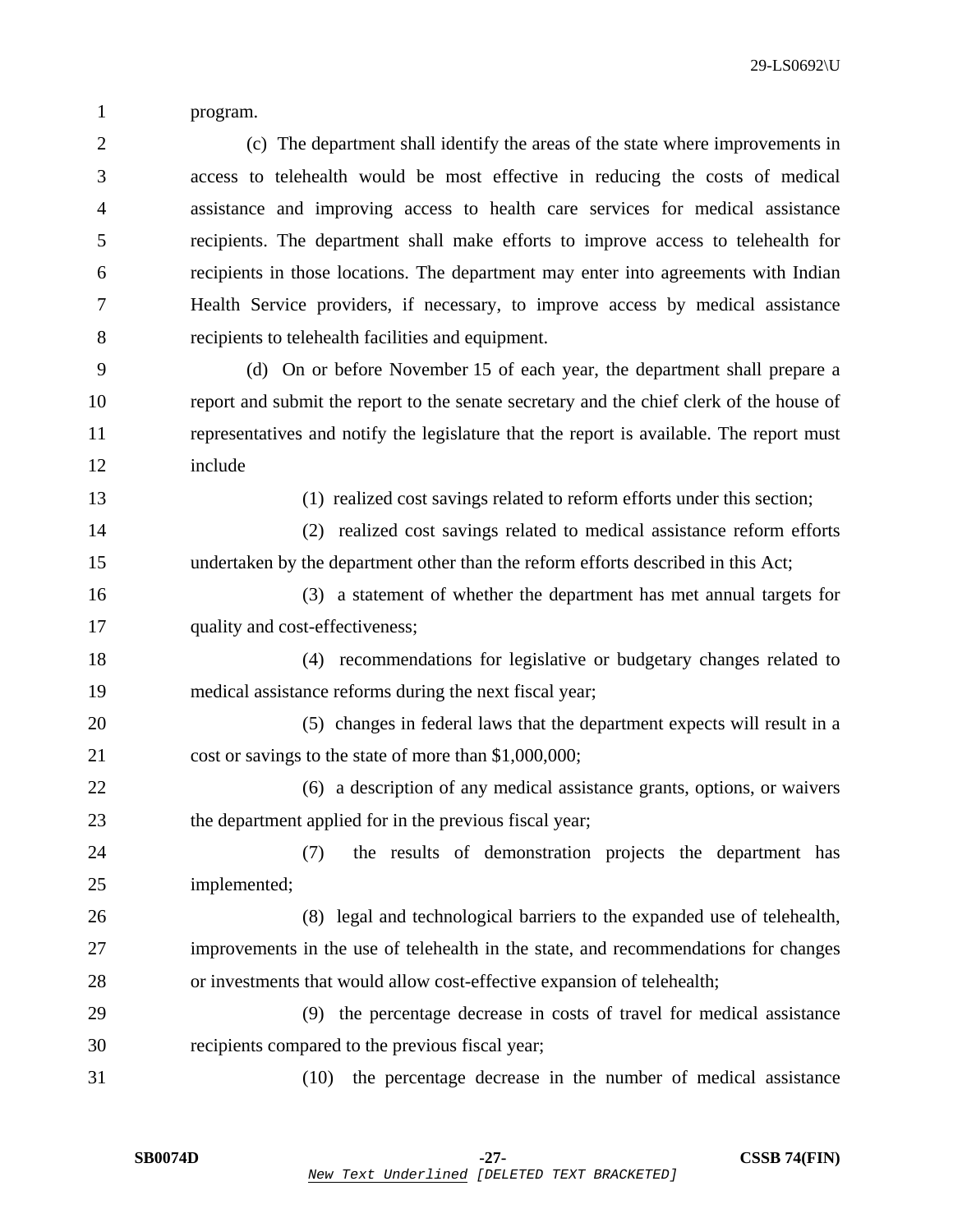program.

(c) The department shall identify the areas of the state where improvements in access to telehealth would be most effective in reducing the costs of medical assistance and improving access to health care services for medical assistance recipients. The department shall make efforts to improve access to telehealth for recipients in those locations. The department may enter into agreements with Indian Health Service providers, if necessary, to improve access by medical assistance recipients to telehealth facilities and equipment.

(d) On or before November 15 of each year, the department shall prepare a report and submit the report to the senate secretary and the chief clerk of the house of representatives and notify the legislature that the report is available. The report must include

(1) realized cost savings related to reform efforts under this section;

(2) realized cost savings related to medical assistance reform efforts undertaken by the department other than the reform efforts described in this Act;

(3) a statement of whether the department has met annual targets for quality and cost-effectiveness;

(4) recommendations for legislative or budgetary changes related to medical assistance reforms during the next fiscal year;

(5) changes in federal laws that the department expects will result in a cost or savings to the state of more than $1,000,000;

(6) a description of any medical assistance grants, options, or waivers the department applied for in the previous fiscal year;

(7) the results of demonstration projects the department has implemented;

(8) legal and technological barriers to the expanded use of telehealth, improvements in the use of telehealth in the state, and recommendations for changes or investments that would allow cost-effective expansion of telehealth;

(9) the percentage decrease in costs of travel for medical assistance recipients compared to the previous fiscal year;

(10) the percentage decrease in the number of medical assistance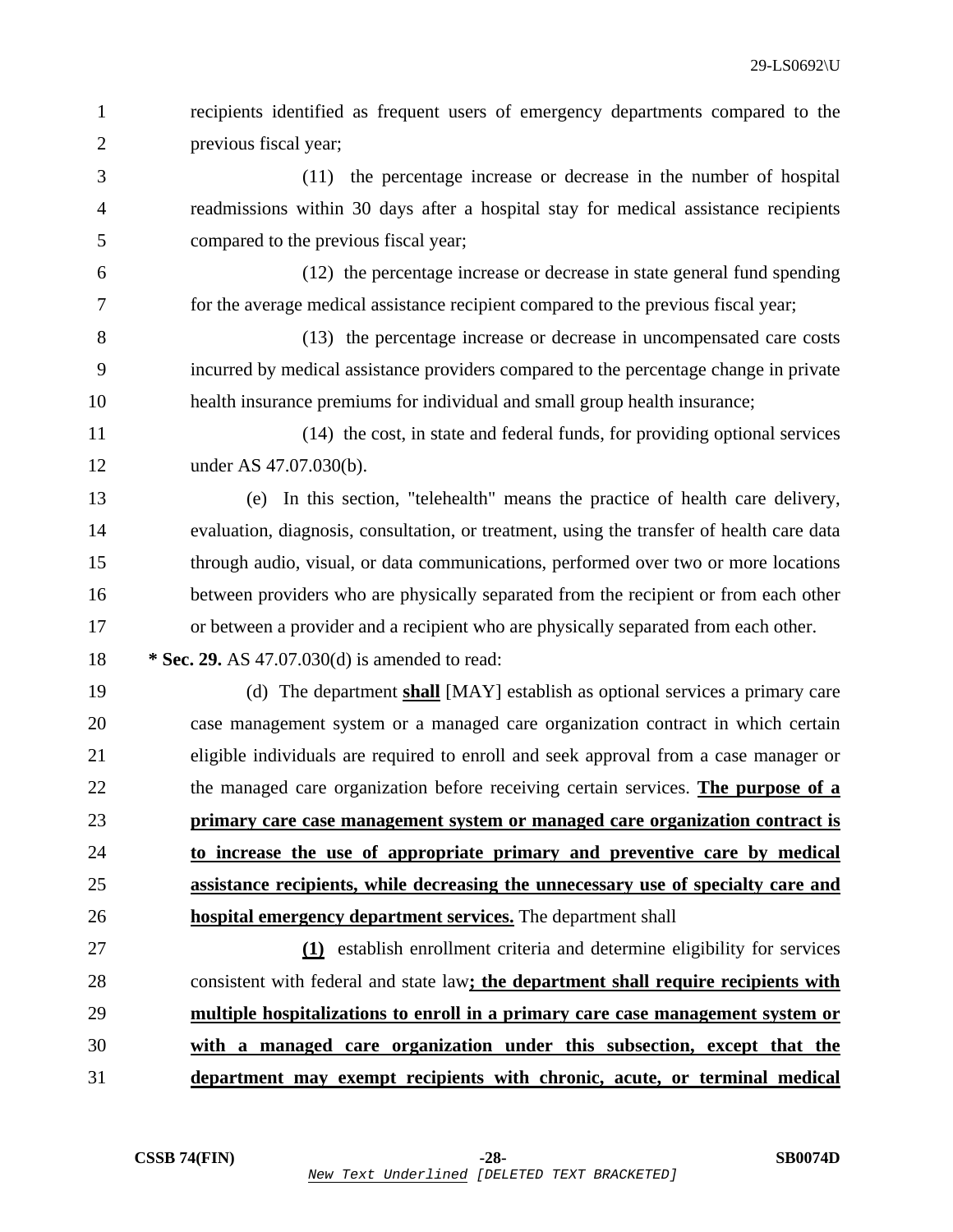recipients identified as frequent users of emergency departments compared to the previous fiscal year;

(11) the percentage increase or decrease in the number of hospital readmissions within 30 days after a hospital stay for medical assistance recipients compared to the previous fiscal year;

(12) the percentage increase or decrease in state general fund spending for the average medical assistance recipient compared to the previous fiscal year;

(13) the percentage increase or decrease in uncompensated care costs incurred by medical assistance providers compared to the percentage change in private health insurance premiums for individual and small group health insurance;

(14) the cost, in state and federal funds, for providing optional services under AS 47.07.030(b).

(e) In this section, "telehealth" means the practice of health care delivery, evaluation, diagnosis, consultation, or treatment, using the transfer of health care data through audio, visual, or data communications, performed over two or more locations between providers who are physically separated from the recipient or from each other or between a provider and a recipient who are physically separated from each other.

**\* Sec. 29.** AS 47.07.030(d) is amended to read:

(d) The department <u>**shall**</u> [MAY] establish as optional services a primary care case management system or a managed care organization contract in which certain eligible individuals are required to enroll and seek approval from a case manager or the managed care organization before receiving certain services. <u>**The purpose of a primary care case management system or managed care organization contract is to increase the use of appropriate primary and preventive care by medical assistance recipients, while decreasing the unnecessary use of specialty care and hospital emergency department services.**</u> The department shall

<u>**(1)**</u> establish enrollment criteria and determine eligibility for services consistent with federal and state law<u>**; the department shall require recipients with multiple hospitalizations to enroll in a primary care case management system or with a managed care organization under this subsection, except that the department may exempt recipients with chronic, acute, or terminal medical**</u>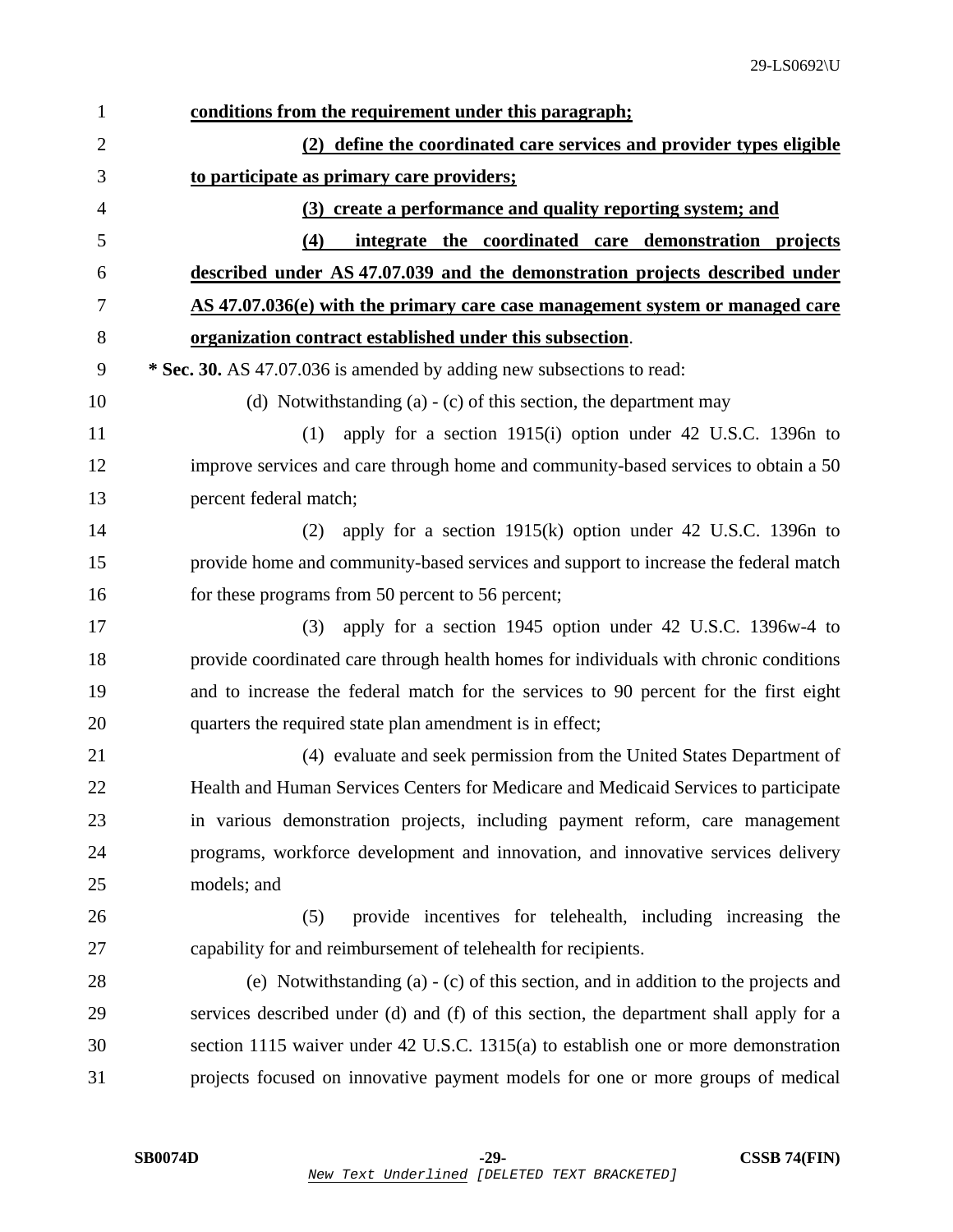**conditions from the requirement under this paragraph;**

**(2) define the coordinated care services and provider types eligible to participate as primary care providers;**

**(3) create a performance and quality reporting system; and**

**(4) integrate the coordinated care demonstration projects described under AS 47.07.039 and the demonstration projects described under AS 47.07.036(e) with the primary care case management system or managed care organization contract established under this subsection**.

**\* Sec. 30.** AS 47.07.036 is amended by adding new subsections to read:

(d) Notwithstanding (a) - (c) of this section, the department may

(1) apply for a section 1915(i) option under 42 U.S.C. 1396n to improve services and care through home and community-based services to obtain a 50 percent federal match;

(2) apply for a section 1915(k) option under 42 U.S.C. 1396n to provide home and community-based services and support to increase the federal match for these programs from 50 percent to 56 percent;

(3) apply for a section 1945 option under 42 U.S.C. 1396w-4 to provide coordinated care through health homes for individuals with chronic conditions and to increase the federal match for the services to 90 percent for the first eight quarters the required state plan amendment is in effect;

(4) evaluate and seek permission from the United States Department of Health and Human Services Centers for Medicare and Medicaid Services to participate in various demonstration projects, including payment reform, care management programs, workforce development and innovation, and innovative services delivery models; and

(5) provide incentives for telehealth, including increasing the capability for and reimbursement of telehealth for recipients.

(e) Notwithstanding (a) - (c) of this section, and in addition to the projects and services described under (d) and (f) of this section, the department shall apply for a section 1115 waiver under 42 U.S.C. 1315(a) to establish one or more demonstration projects focused on innovative payment models for one or more groups of medical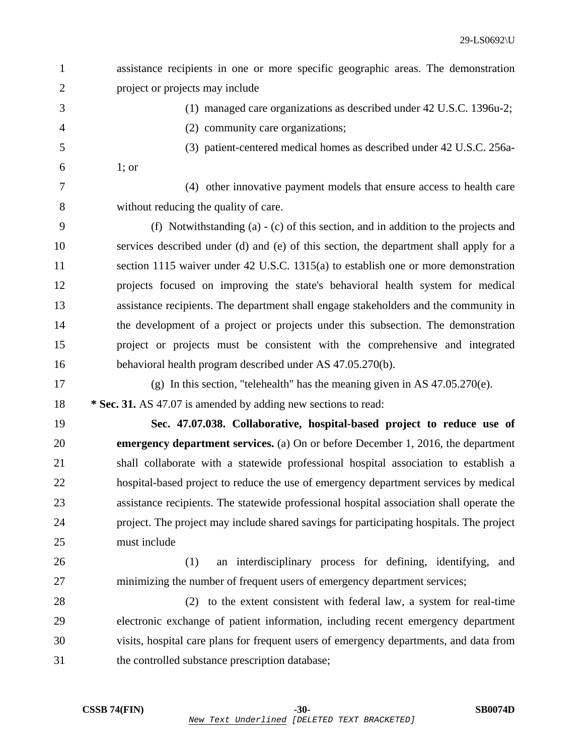assistance recipients in one or more specific geographic areas. The demonstration project or projects may include

(1) managed care organizations as described under 42 U.S.C. 1396u-2;

(2) community care organizations;

(3) patient-centered medical homes as described under 42 U.S.C. 256a-1; or

(4) other innovative payment models that ensure access to health care without reducing the quality of care.

(f) Notwithstanding (a) - (c) of this section, and in addition to the projects and services described under (d) and (e) of this section, the department shall apply for a section 1115 waiver under 42 U.S.C. 1315(a) to establish one or more demonstration projects focused on improving the state's behavioral health system for medical assistance recipients. The department shall engage stakeholders and the community in the development of a project or projects under this subsection. The demonstration project or projects must be consistent with the comprehensive and integrated behavioral health program described under AS 47.05.270(b).

(g) In this section, "telehealth" has the meaning given in AS 47.05.270(e).

**\* Sec. 31.** AS 47.07 is amended by adding new sections to read:

**Sec. 47.07.038. Collaborative, hospital-based project to reduce use of emergency department services.** (a) On or before December 1, 2016, the department shall collaborate with a statewide professional hospital association to establish a hospital-based project to reduce the use of emergency department services by medical assistance recipients. The statewide professional hospital association shall operate the project. The project may include shared savings for participating hospitals. The project must include

(1) an interdisciplinary process for defining, identifying, and minimizing the number of frequent users of emergency department services;

(2) to the extent consistent with federal law, a system for real-time electronic exchange of patient information, including recent emergency department visits, hospital care plans for frequent users of emergency departments, and data from the controlled substance prescription database;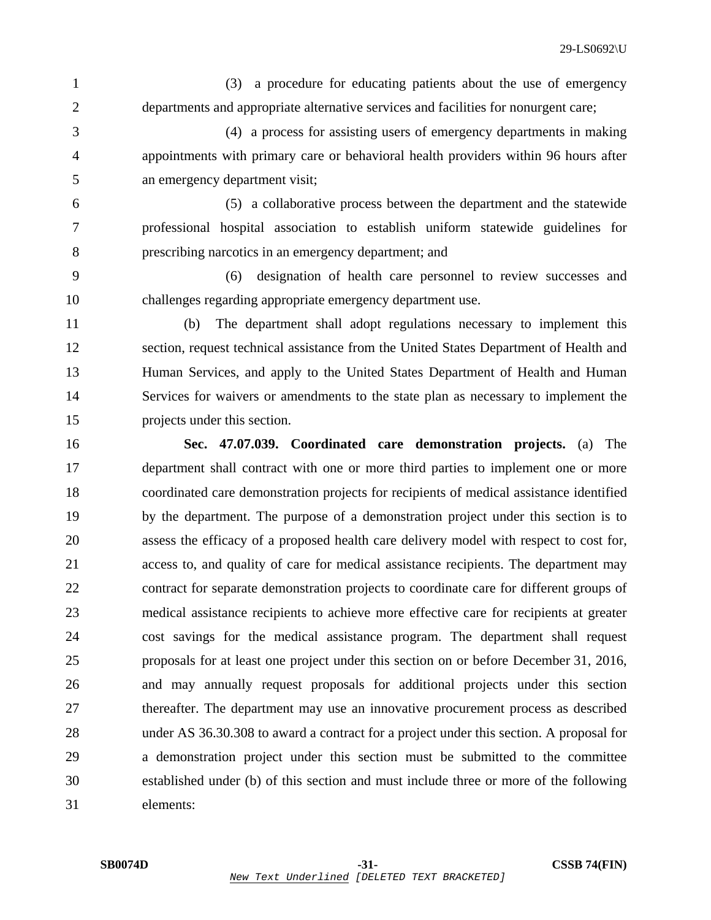(3) a procedure for educating patients about the use of emergency departments and appropriate alternative services and facilities for nonurgent care;

(4) a process for assisting users of emergency departments in making appointments with primary care or behavioral health providers within 96 hours after an emergency department visit;

(5) a collaborative process between the department and the statewide professional hospital association to establish uniform statewide guidelines for prescribing narcotics in an emergency department; and

(6) designation of health care personnel to review successes and challenges regarding appropriate emergency department use.

(b) The department shall adopt regulations necessary to implement this section, request technical assistance from the United States Department of Health and Human Services, and apply to the United States Department of Health and Human Services for waivers or amendments to the state plan as necessary to implement the projects under this section.

**Sec. 47.07.039. Coordinated care demonstration projects.** (a) The department shall contract with one or more third parties to implement one or more coordinated care demonstration projects for recipients of medical assistance identified by the department. The purpose of a demonstration project under this section is to assess the efficacy of a proposed health care delivery model with respect to cost for, access to, and quality of care for medical assistance recipients. The department may contract for separate demonstration projects to coordinate care for different groups of medical assistance recipients to achieve more effective care for recipients at greater cost savings for the medical assistance program. The department shall request proposals for at least one project under this section on or before December 31, 2016, and may annually request proposals for additional projects under this section thereafter. The department may use an innovative procurement process as described under AS 36.30.308 to award a contract for a project under this section. A proposal for a demonstration project under this section must be submitted to the committee established under (b) of this section and must include three or more of the following elements: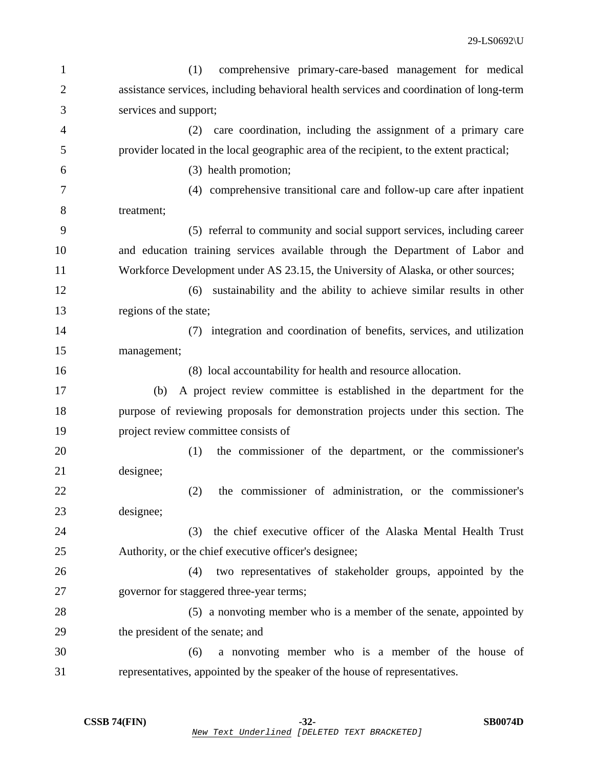(1) comprehensive primary-care-based management for medical assistance services, including behavioral health services and coordination of long-term services and support;

(2) care coordination, including the assignment of a primary care provider located in the local geographic area of the recipient, to the extent practical;

(3) health promotion;

(4) comprehensive transitional care and follow-up care after inpatient treatment;

(5) referral to community and social support services, including career and education training services available through the Department of Labor and Workforce Development under AS 23.15, the University of Alaska, or other sources;

(6) sustainability and the ability to achieve similar results in other regions of the state;

(7) integration and coordination of benefits, services, and utilization management;

(8) local accountability for health and resource allocation.

(b) A project review committee is established in the department for the purpose of reviewing proposals for demonstration projects under this section. The project review committee consists of

(1) the commissioner of the department, or the commissioner's designee;

(2) the commissioner of administration, or the commissioner's designee;

(3) the chief executive officer of the Alaska Mental Health Trust Authority, or the chief executive officer's designee;

(4) two representatives of stakeholder groups, appointed by the governor for staggered three-year terms;

(5) a nonvoting member who is a member of the senate, appointed by the president of the senate; and

(6) a nonvoting member who is a member of the house of representatives, appointed by the speaker of the house of representatives.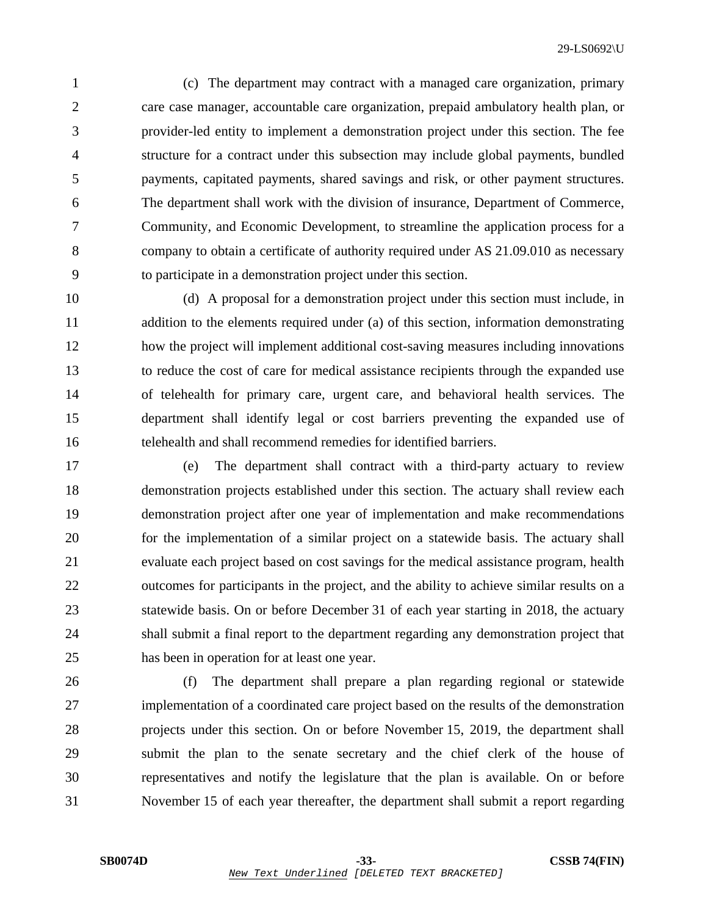(c) The department may contract with a managed care organization, primary care case manager, accountable care organization, prepaid ambulatory health plan, or provider-led entity to implement a demonstration project under this section. The fee structure for a contract under this subsection may include global payments, bundled payments, capitated payments, shared savings and risk, or other payment structures. The department shall work with the division of insurance, Department of Commerce, Community, and Economic Development, to streamline the application process for a company to obtain a certificate of authority required under AS 21.09.010 as necessary to participate in a demonstration project under this section.

(d) A proposal for a demonstration project under this section must include, in addition to the elements required under (a) of this section, information demonstrating how the project will implement additional cost-saving measures including innovations to reduce the cost of care for medical assistance recipients through the expanded use of telehealth for primary care, urgent care, and behavioral health services. The department shall identify legal or cost barriers preventing the expanded use of telehealth and shall recommend remedies for identified barriers.

(e) The department shall contract with a third-party actuary to review demonstration projects established under this section. The actuary shall review each demonstration project after one year of implementation and make recommendations for the implementation of a similar project on a statewide basis. The actuary shall evaluate each project based on cost savings for the medical assistance program, health outcomes for participants in the project, and the ability to achieve similar results on a statewide basis. On or before December 31 of each year starting in 2018, the actuary shall submit a final report to the department regarding any demonstration project that has been in operation for at least one year.

(f) The department shall prepare a plan regarding regional or statewide implementation of a coordinated care project based on the results of the demonstration projects under this section. On or before November 15, 2019, the department shall submit the plan to the senate secretary and the chief clerk of the house of representatives and notify the legislature that the plan is available. On or before November 15 of each year thereafter, the department shall submit a report regarding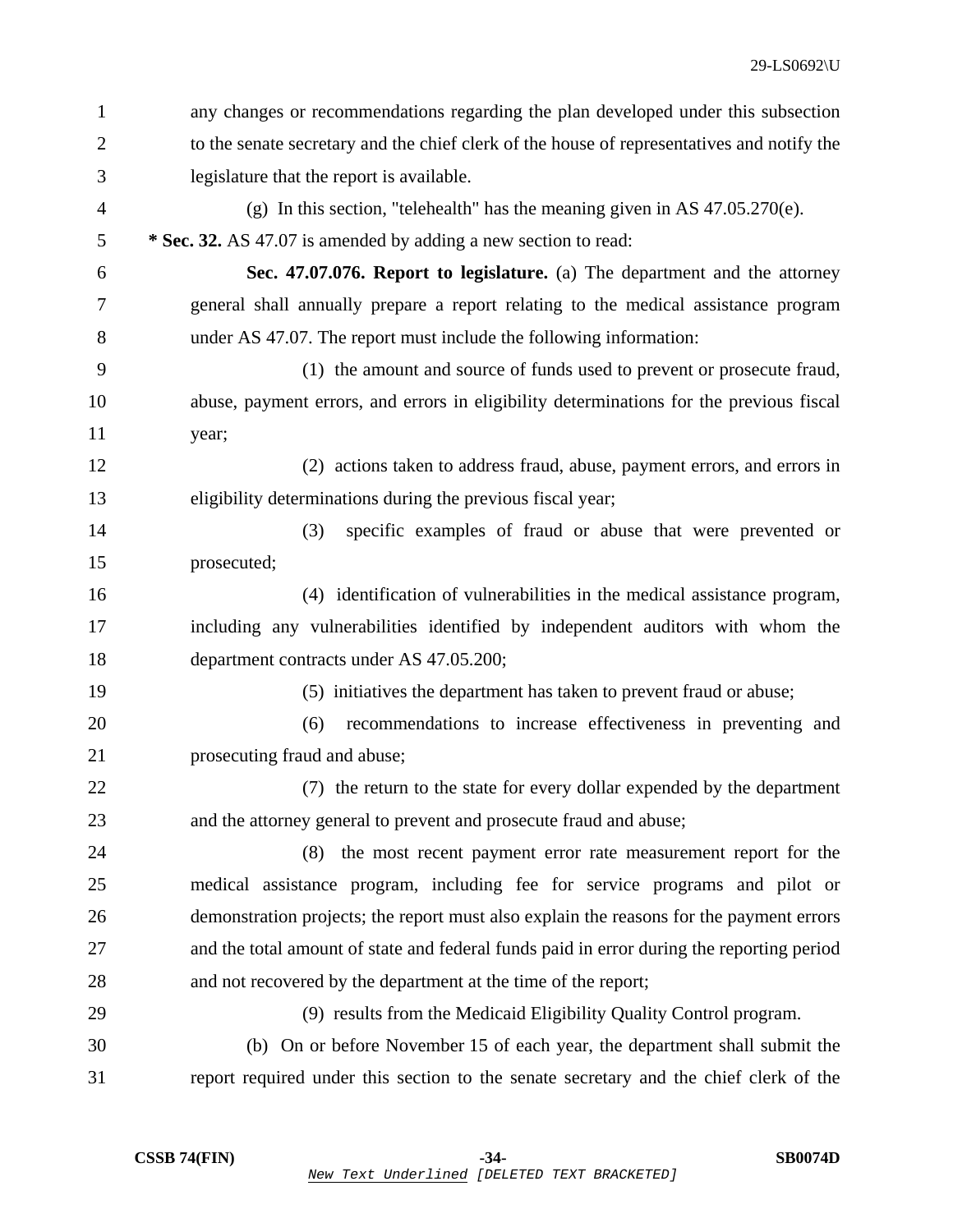any changes or recommendations regarding the plan developed under this subsection to the senate secretary and the chief clerk of the house of representatives and notify the legislature that the report is available.

(g) In this section, "telehealth" has the meaning given in AS 47.05.270(e).

**\* Sec. 32.** AS 47.07 is amended by adding a new section to read:

**Sec. 47.07.076. Report to legislature.** (a) The department and the attorney general shall annually prepare a report relating to the medical assistance program under AS 47.07. The report must include the following information:

(1) the amount and source of funds used to prevent or prosecute fraud, abuse, payment errors, and errors in eligibility determinations for the previous fiscal year;

(2) actions taken to address fraud, abuse, payment errors, and errors in eligibility determinations during the previous fiscal year;

(3) specific examples of fraud or abuse that were prevented or prosecuted;

(4) identification of vulnerabilities in the medical assistance program, including any vulnerabilities identified by independent auditors with whom the department contracts under AS 47.05.200;

(5) initiatives the department has taken to prevent fraud or abuse;

(6) recommendations to increase effectiveness in preventing and prosecuting fraud and abuse;

(7) the return to the state for every dollar expended by the department and the attorney general to prevent and prosecute fraud and abuse;

(8) the most recent payment error rate measurement report for the medical assistance program, including fee for service programs and pilot or demonstration projects; the report must also explain the reasons for the payment errors and the total amount of state and federal funds paid in error during the reporting period and not recovered by the department at the time of the report;

(9) results from the Medicaid Eligibility Quality Control program.

(b) On or before November 15 of each year, the department shall submit the report required under this section to the senate secretary and the chief clerk of the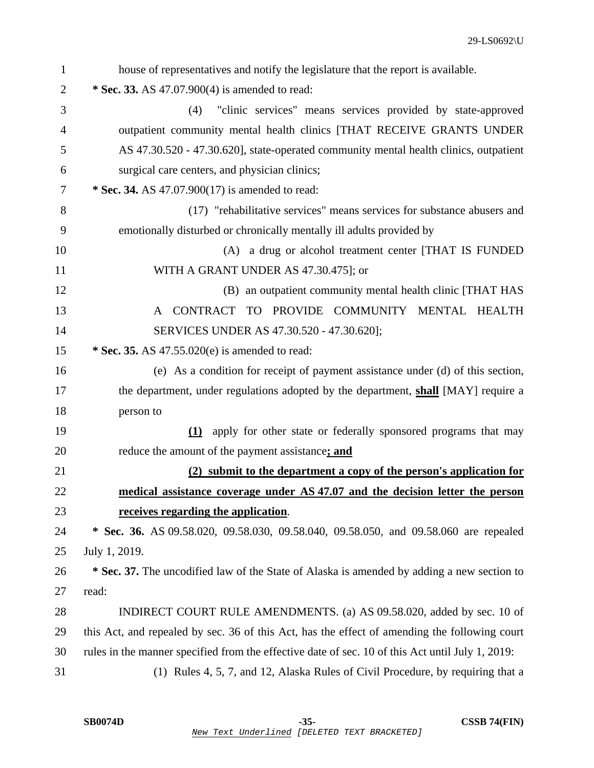house of representatives and notify the legislature that the report is available.

**\* Sec. 33.** AS 47.07.900(4) is amended to read:

(4) "clinic services" means services provided by state-approved outpatient community mental health clinics [THAT RECEIVE GRANTS UNDER AS 47.30.520 - 47.30.620], state-operated community mental health clinics, outpatient surgical care centers, and physician clinics;

**\* Sec. 34.** AS 47.07.900(17) is amended to read:

(17) "rehabilitative services" means services for substance abusers and emotionally disturbed or chronically mentally ill adults provided by

(A) a drug or alcohol treatment center [THAT IS FUNDED WITH A GRANT UNDER AS 47.30.475]; or

(B) an outpatient community mental health clinic [THAT HAS A CONTRACT TO PROVIDE COMMUNITY MENTAL HEALTH SERVICES UNDER AS 47.30.520 - 47.30.620];

**\* Sec. 35.** AS 47.55.020(e) is amended to read:

(e) As a condition for receipt of payment assistance under (d) of this section, the department, under regulations adopted by the department, <u>**shall**</u> [MAY] require a person to

<u>**(1)**</u> apply for other state or federally sponsored programs that may reduce the amount of the payment assistance<u>**; and**</u>

<u>**(2) submit to the department a copy of the person's application for medical assistance coverage under AS 47.07 and the decision letter the person receives regarding the application**</u>.

**\* Sec. 36.** AS 09.58.020, 09.58.030, 09.58.040, 09.58.050, and 09.58.060 are repealed July 1, 2019.

**\* Sec. 37.** The uncodified law of the State of Alaska is amended by adding a new section to read:

INDIRECT COURT RULE AMENDMENTS. (a) AS 09.58.020, added by sec. 10 of this Act, and repealed by sec. 36 of this Act, has the effect of amending the following court rules in the manner specified from the effective date of sec. 10 of this Act until July 1, 2019:

(1) Rules 4, 5, 7, and 12, Alaska Rules of Civil Procedure, by requiring that a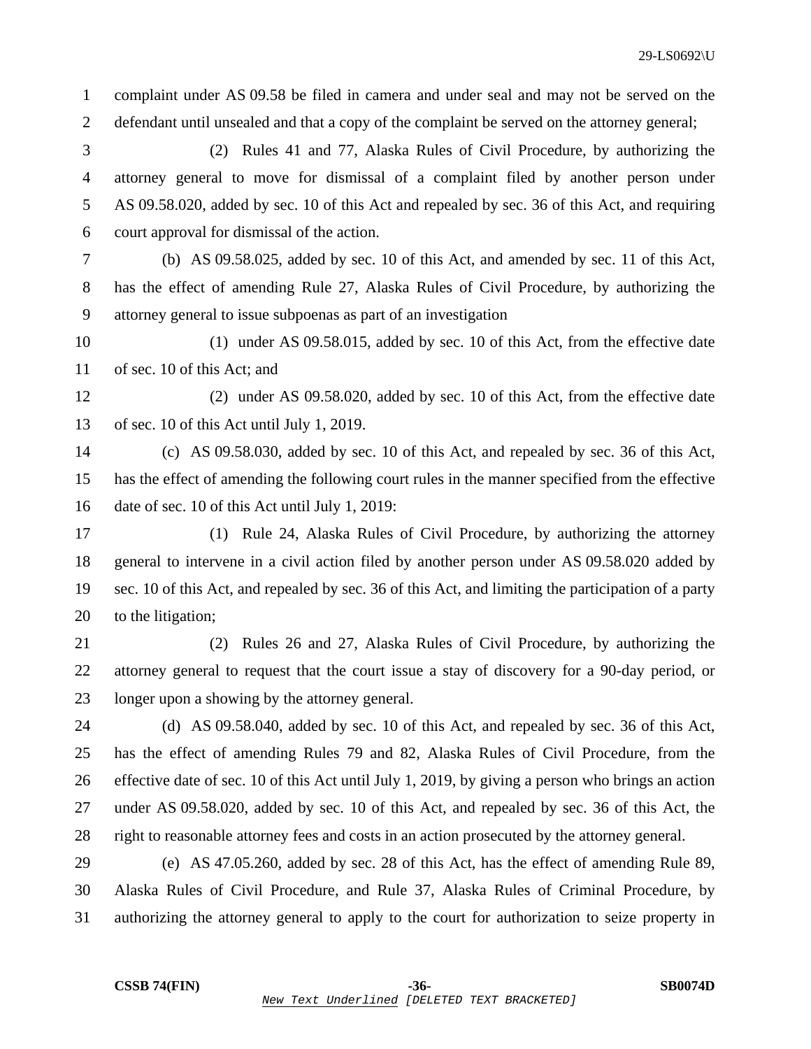complaint under AS 09.58 be filed in camera and under seal and may not be served on the defendant until unsealed and that a copy of the complaint be served on the attorney general;

(2) Rules 41 and 77, Alaska Rules of Civil Procedure, by authorizing the attorney general to move for dismissal of a complaint filed by another person under AS 09.58.020, added by sec. 10 of this Act and repealed by sec. 36 of this Act, and requiring court approval for dismissal of the action.

(b) AS 09.58.025, added by sec. 10 of this Act, and amended by sec. 11 of this Act, has the effect of amending Rule 27, Alaska Rules of Civil Procedure, by authorizing the attorney general to issue subpoenas as part of an investigation

(1) under AS 09.58.015, added by sec. 10 of this Act, from the effective date of sec. 10 of this Act; and

(2) under AS 09.58.020, added by sec. 10 of this Act, from the effective date of sec. 10 of this Act until July 1, 2019.

(c) AS 09.58.030, added by sec. 10 of this Act, and repealed by sec. 36 of this Act, has the effect of amending the following court rules in the manner specified from the effective date of sec. 10 of this Act until July 1, 2019:

(1) Rule 24, Alaska Rules of Civil Procedure, by authorizing the attorney general to intervene in a civil action filed by another person under AS 09.58.020 added by sec. 10 of this Act, and repealed by sec. 36 of this Act, and limiting the participation of a party to the litigation;

(2) Rules 26 and 27, Alaska Rules of Civil Procedure, by authorizing the attorney general to request that the court issue a stay of discovery for a 90-day period, or longer upon a showing by the attorney general.

(d) AS 09.58.040, added by sec. 10 of this Act, and repealed by sec. 36 of this Act, has the effect of amending Rules 79 and 82, Alaska Rules of Civil Procedure, from the effective date of sec. 10 of this Act until July 1, 2019, by giving a person who brings an action under AS 09.58.020, added by sec. 10 of this Act, and repealed by sec. 36 of this Act, the right to reasonable attorney fees and costs in an action prosecuted by the attorney general.

(e) AS 47.05.260, added by sec. 28 of this Act, has the effect of amending Rule 89, Alaska Rules of Civil Procedure, and Rule 37, Alaska Rules of Criminal Procedure, by authorizing the attorney general to apply to the court for authorization to seize property in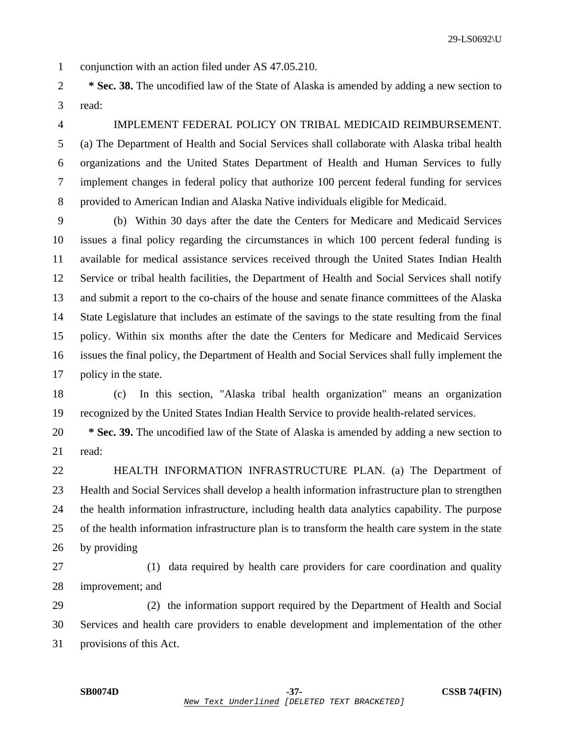conjunction with an action filed under AS 47.05.210.

**\* Sec. 38.** The uncodified law of the State of Alaska is amended by adding a new section to read:

IMPLEMENT FEDERAL POLICY ON TRIBAL MEDICAID REIMBURSEMENT. (a) The Department of Health and Social Services shall collaborate with Alaska tribal health organizations and the United States Department of Health and Human Services to fully implement changes in federal policy that authorize 100 percent federal funding for services provided to American Indian and Alaska Native individuals eligible for Medicaid.

(b) Within 30 days after the date the Centers for Medicare and Medicaid Services issues a final policy regarding the circumstances in which 100 percent federal funding is available for medical assistance services received through the United States Indian Health Service or tribal health facilities, the Department of Health and Social Services shall notify and submit a report to the co-chairs of the house and senate finance committees of the Alaska State Legislature that includes an estimate of the savings to the state resulting from the final policy. Within six months after the date the Centers for Medicare and Medicaid Services issues the final policy, the Department of Health and Social Services shall fully implement the policy in the state.

(c) In this section, "Alaska tribal health organization" means an organization recognized by the United States Indian Health Service to provide health-related services.

**\* Sec. 39.** The uncodified law of the State of Alaska is amended by adding a new section to read:

HEALTH INFORMATION INFRASTRUCTURE PLAN. (a) The Department of Health and Social Services shall develop a health information infrastructure plan to strengthen the health information infrastructure, including health data analytics capability. The purpose of the health information infrastructure plan is to transform the health care system in the state by providing

(1) data required by health care providers for care coordination and quality improvement; and

(2) the information support required by the Department of Health and Social Services and health care providers to enable development and implementation of the other provisions of this Act.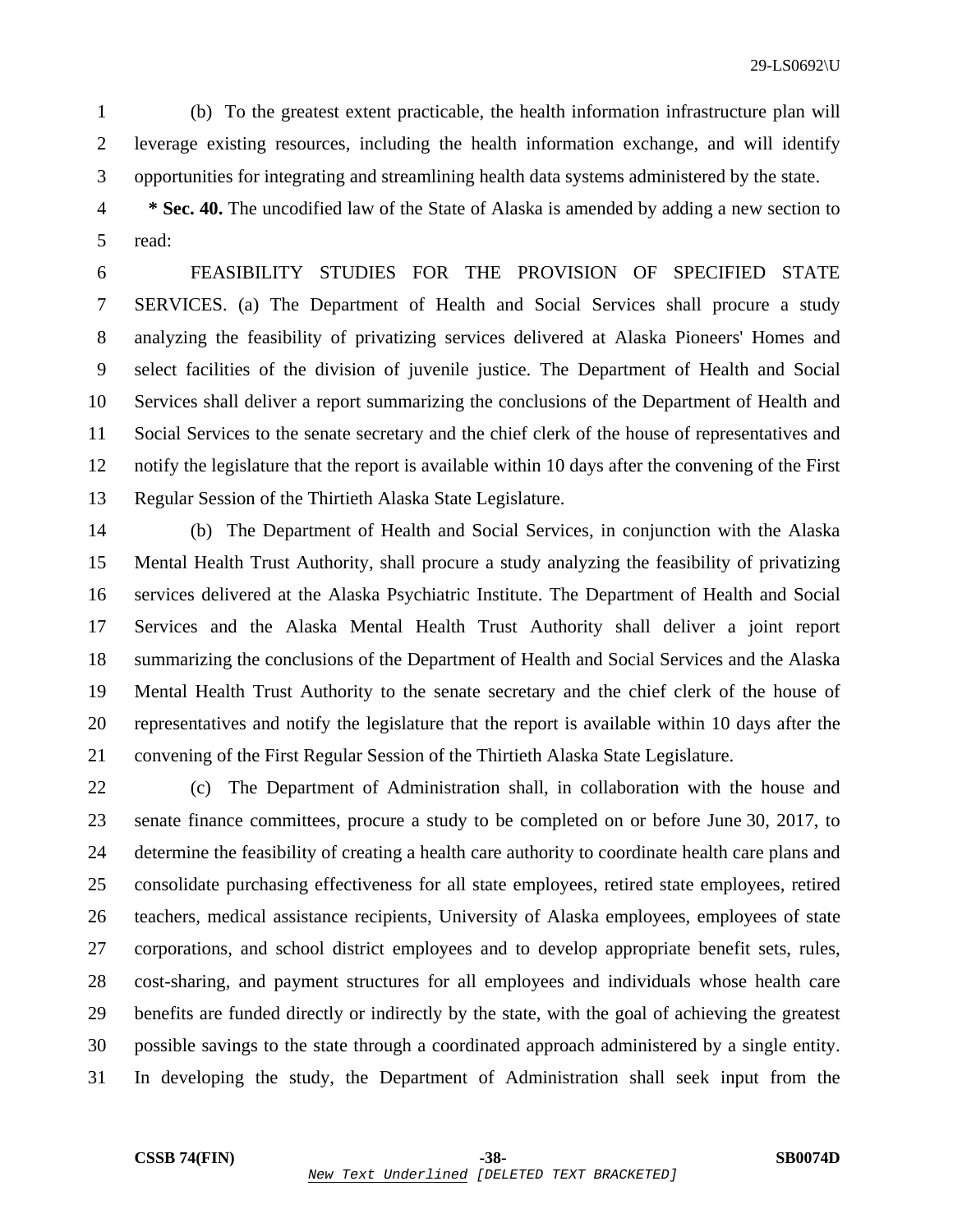(b) To the greatest extent practicable, the health information infrastructure plan will leverage existing resources, including the health information exchange, and will identify opportunities for integrating and streamlining health data systems administered by the state.

**\* Sec. 40.** The uncodified law of the State of Alaska is amended by adding a new section to read:

FEASIBILITY STUDIES FOR THE PROVISION OF SPECIFIED STATE SERVICES. (a) The Department of Health and Social Services shall procure a study analyzing the feasibility of privatizing services delivered at Alaska Pioneers' Homes and select facilities of the division of juvenile justice. The Department of Health and Social Services shall deliver a report summarizing the conclusions of the Department of Health and Social Services to the senate secretary and the chief clerk of the house of representatives and notify the legislature that the report is available within 10 days after the convening of the First Regular Session of the Thirtieth Alaska State Legislature.

(b) The Department of Health and Social Services, in conjunction with the Alaska Mental Health Trust Authority, shall procure a study analyzing the feasibility of privatizing services delivered at the Alaska Psychiatric Institute. The Department of Health and Social Services and the Alaska Mental Health Trust Authority shall deliver a joint report summarizing the conclusions of the Department of Health and Social Services and the Alaska Mental Health Trust Authority to the senate secretary and the chief clerk of the house of representatives and notify the legislature that the report is available within 10 days after the convening of the First Regular Session of the Thirtieth Alaska State Legislature.

(c) The Department of Administration shall, in collaboration with the house and senate finance committees, procure a study to be completed on or before June 30, 2017, to determine the feasibility of creating a health care authority to coordinate health care plans and consolidate purchasing effectiveness for all state employees, retired state employees, retired teachers, medical assistance recipients, University of Alaska employees, employees of state corporations, and school district employees and to develop appropriate benefit sets, rules, cost-sharing, and payment structures for all employees and individuals whose health care benefits are funded directly or indirectly by the state, with the goal of achieving the greatest possible savings to the state through a coordinated approach administered by a single entity. In developing the study, the Department of Administration shall seek input from the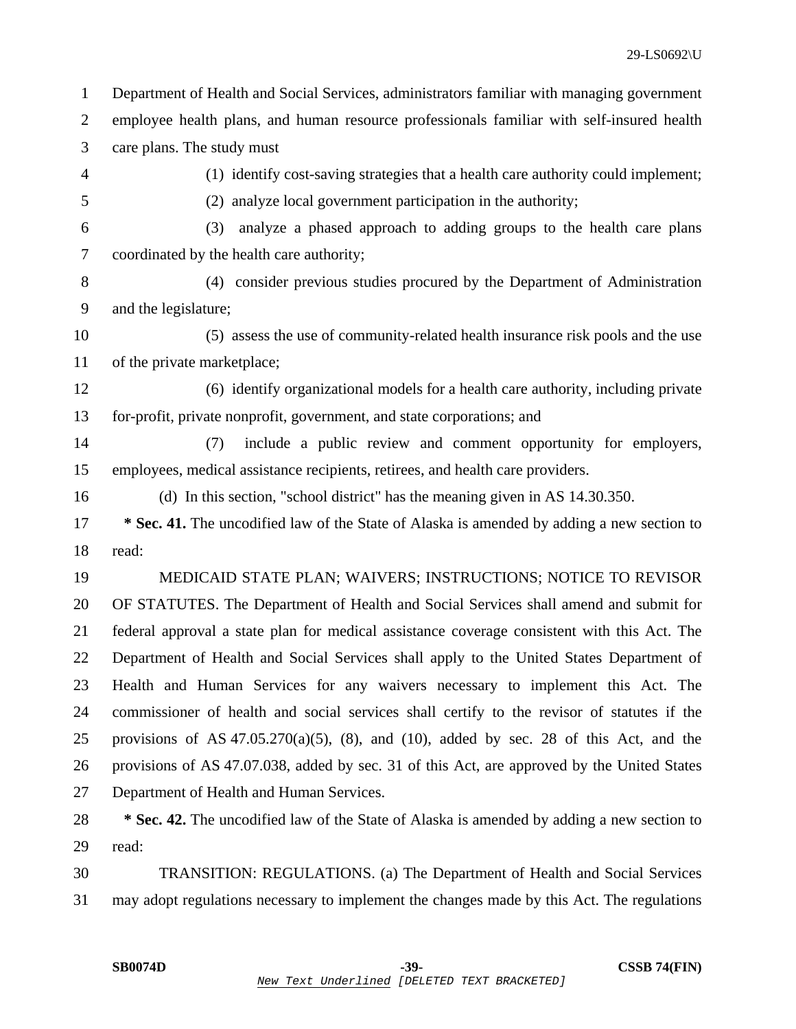Department of Health and Social Services, administrators familiar with managing government employee health plans, and human resource professionals familiar with self-insured health care plans. The study must

(1) identify cost-saving strategies that a health care authority could implement;

(2) analyze local government participation in the authority;

(3) analyze a phased approach to adding groups to the health care plans coordinated by the health care authority;

(4) consider previous studies procured by the Department of Administration and the legislature;

(5) assess the use of community-related health insurance risk pools and the use of the private marketplace;

(6) identify organizational models for a health care authority, including private for-profit, private nonprofit, government, and state corporations; and

(7) include a public review and comment opportunity for employers, employees, medical assistance recipients, retirees, and health care providers.

(d) In this section, "school district" has the meaning given in AS 14.30.350.

**\* Sec. 41.** The uncodified law of the State of Alaska is amended by adding a new section to read:

MEDICAID STATE PLAN; WAIVERS; INSTRUCTIONS; NOTICE TO REVISOR OF STATUTES. The Department of Health and Social Services shall amend and submit for federal approval a state plan for medical assistance coverage consistent with this Act. The Department of Health and Social Services shall apply to the United States Department of Health and Human Services for any waivers necessary to implement this Act. The commissioner of health and social services shall certify to the revisor of statutes if the provisions of AS 47.05.270(a)(5), (8), and (10), added by sec. 28 of this Act, and the provisions of AS 47.07.038, added by sec. 31 of this Act, are approved by the United States Department of Health and Human Services.

**\* Sec. 42.** The uncodified law of the State of Alaska is amended by adding a new section to read:

TRANSITION: REGULATIONS. (a) The Department of Health and Social Services may adopt regulations necessary to implement the changes made by this Act. The regulations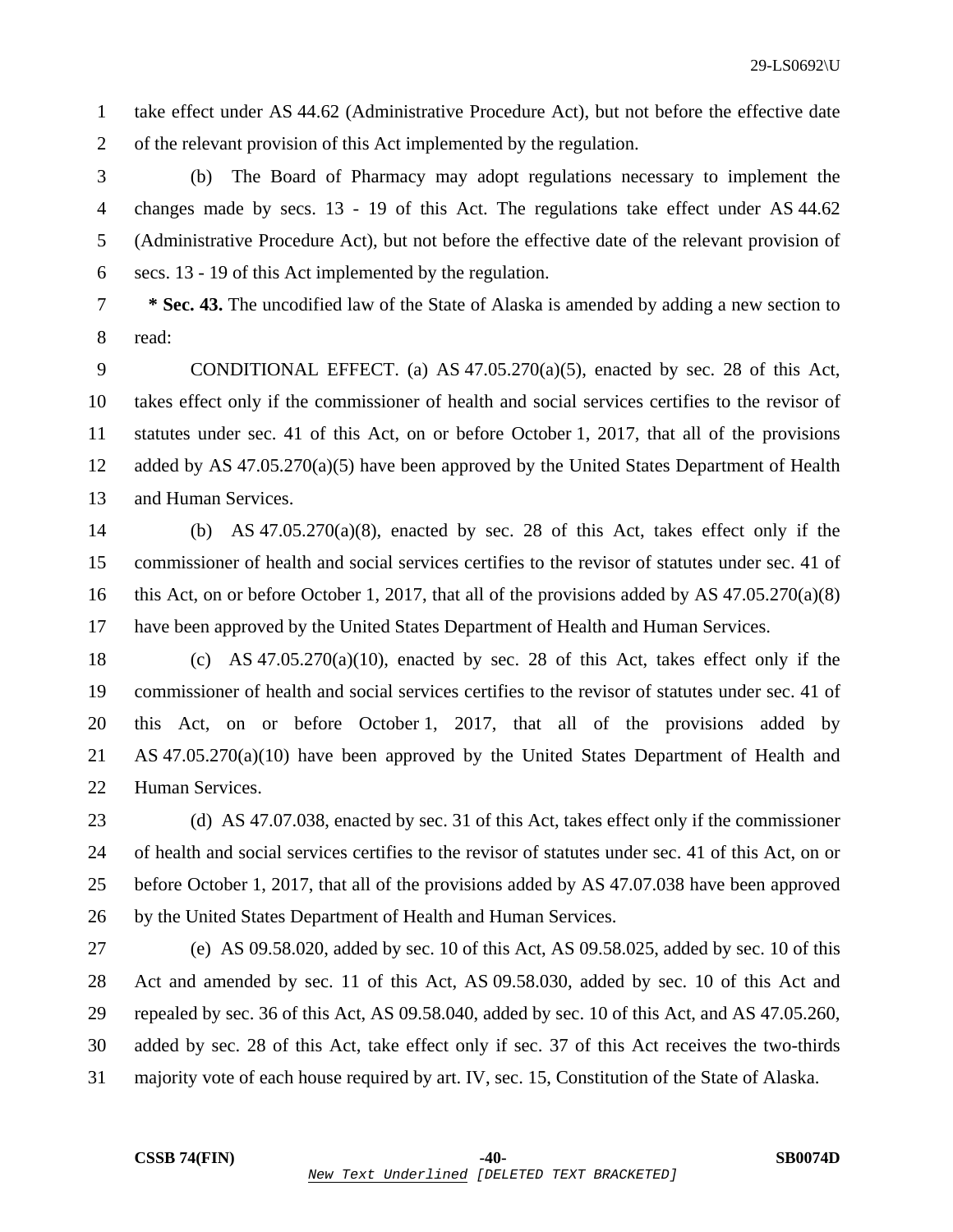take effect under AS 44.62 (Administrative Procedure Act), but not before the effective date of the relevant provision of this Act implemented by the regulation.

(b) The Board of Pharmacy may adopt regulations necessary to implement the changes made by secs. 13 - 19 of this Act. The regulations take effect under AS 44.62 (Administrative Procedure Act), but not before the effective date of the relevant provision of secs. 13 - 19 of this Act implemented by the regulation.

**\* Sec. 43.** The uncodified law of the State of Alaska is amended by adding a new section to read:

CONDITIONAL EFFECT. (a) AS 47.05.270(a)(5), enacted by sec. 28 of this Act, takes effect only if the commissioner of health and social services certifies to the revisor of statutes under sec. 41 of this Act, on or before October 1, 2017, that all of the provisions added by AS 47.05.270(a)(5) have been approved by the United States Department of Health and Human Services.

(b) AS 47.05.270(a)(8), enacted by sec. 28 of this Act, takes effect only if the commissioner of health and social services certifies to the revisor of statutes under sec. 41 of this Act, on or before October 1, 2017, that all of the provisions added by AS 47.05.270(a)(8) have been approved by the United States Department of Health and Human Services.

(c) AS 47.05.270(a)(10), enacted by sec. 28 of this Act, takes effect only if the commissioner of health and social services certifies to the revisor of statutes under sec. 41 of this Act, on or before October 1, 2017, that all of the provisions added by AS 47.05.270(a)(10) have been approved by the United States Department of Health and Human Services.

(d) AS 47.07.038, enacted by sec. 31 of this Act, takes effect only if the commissioner of health and social services certifies to the revisor of statutes under sec. 41 of this Act, on or before October 1, 2017, that all of the provisions added by AS 47.07.038 have been approved by the United States Department of Health and Human Services.

(e) AS 09.58.020, added by sec. 10 of this Act, AS 09.58.025, added by sec. 10 of this Act and amended by sec. 11 of this Act, AS 09.58.030, added by sec. 10 of this Act and repealed by sec. 36 of this Act, AS 09.58.040, added by sec. 10 of this Act, and AS 47.05.260, added by sec. 28 of this Act, take effect only if sec. 37 of this Act receives the two-thirds majority vote of each house required by art. IV, sec. 15, Constitution of the State of Alaska.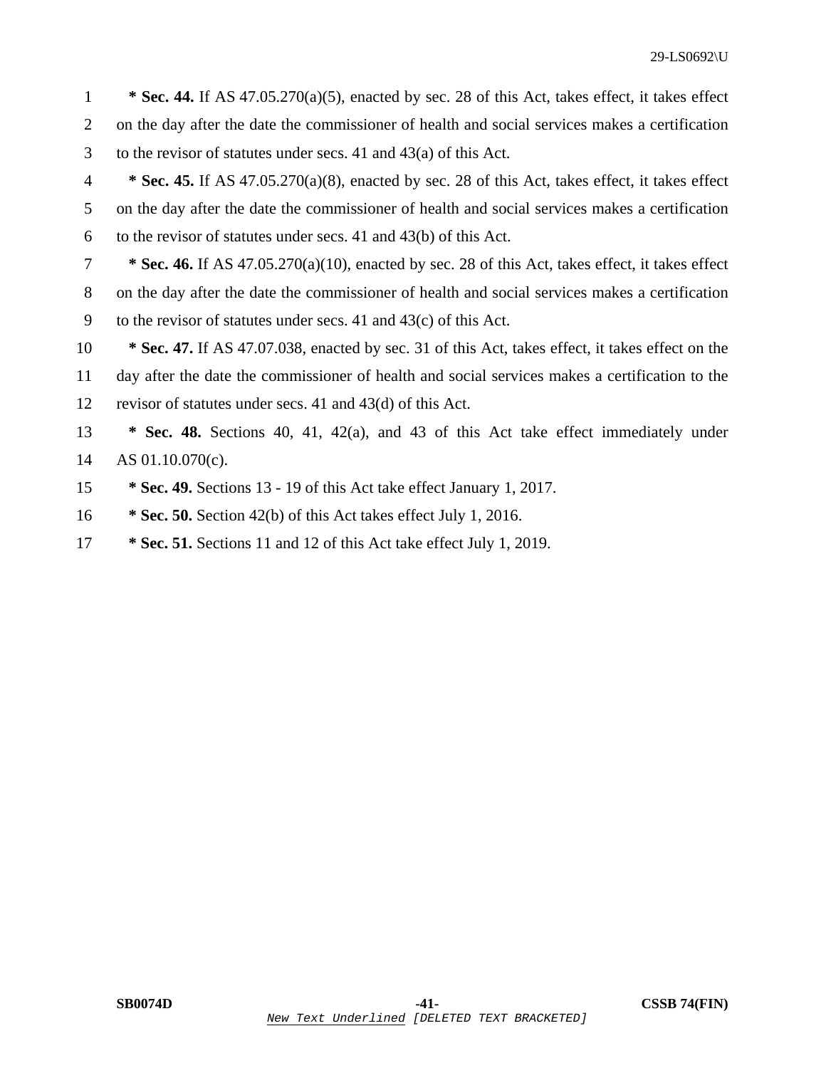**\* Sec. 44.** If AS 47.05.270(a)(5), enacted by sec. 28 of this Act, takes effect, it takes effect on the day after the date the commissioner of health and social services makes a certification to the revisor of statutes under secs. 41 and 43(a) of this Act.

**\* Sec. 45.** If AS 47.05.270(a)(8), enacted by sec. 28 of this Act, takes effect, it takes effect on the day after the date the commissioner of health and social services makes a certification to the revisor of statutes under secs. 41 and 43(b) of this Act.

**\* Sec. 46.** If AS 47.05.270(a)(10), enacted by sec. 28 of this Act, takes effect, it takes effect on the day after the date the commissioner of health and social services makes a certification to the revisor of statutes under secs. 41 and 43(c) of this Act.

**\* Sec. 47.** If AS 47.07.038, enacted by sec. 31 of this Act, takes effect, it takes effect on the day after the date the commissioner of health and social services makes a certification to the revisor of statutes under secs. 41 and 43(d) of this Act.

**\* Sec. 48.** Sections 40, 41, 42(a), and 43 of this Act take effect immediately under AS 01.10.070(c).

**\* Sec. 49.** Sections 13 - 19 of this Act take effect January 1, 2017.

**\* Sec. 50.** Section 42(b) of this Act takes effect July 1, 2016.

**\* Sec. 51.** Sections 11 and 12 of this Act take effect July 1, 2019.